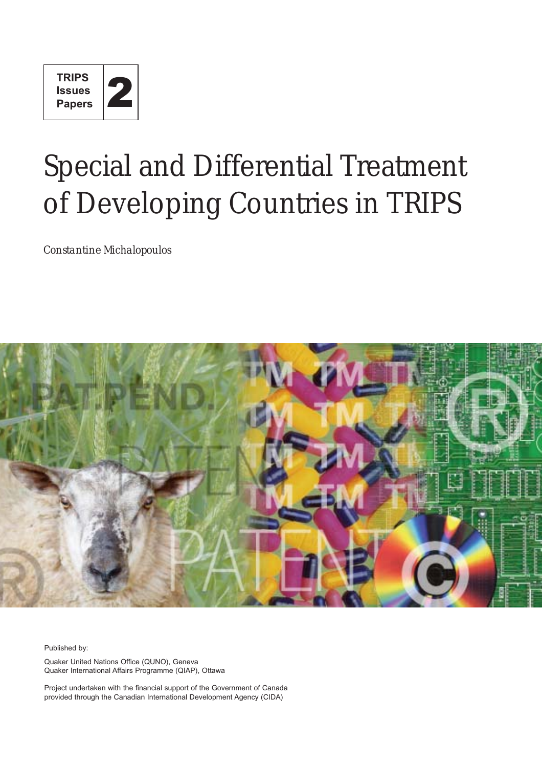TRIPS Issues Papers 2

# Special and Differential Treatment of Developing Countries in TRIPS

*Constantine Michalopoulos*

Published by:

Quaker United Nations Office (QUNO), Geneva
Quaker International Affairs Programme (QIAP), Ottawa

Project undertaken with the financial support of the Government of Canada provided through the Canadian International Development Agency (CIDA)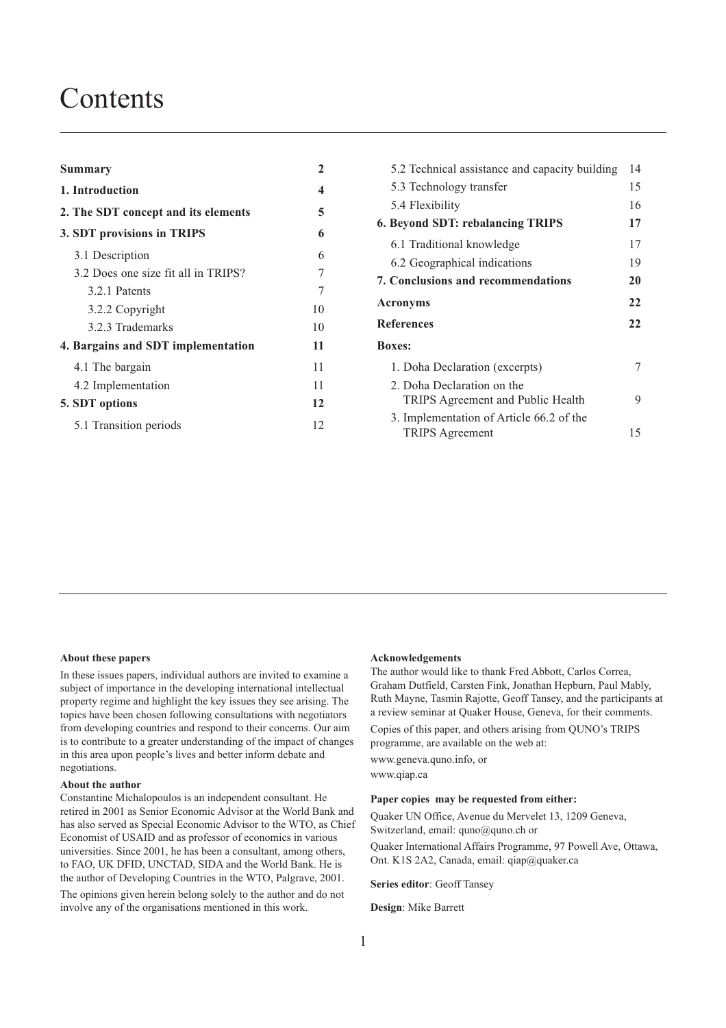# Contents

| | |
|---|---|
| **Summary** | **2** |
| **1. Introduction** | **4** |
| **2. The SDT concept and its elements** | **5** |
| **3. SDT provisions in TRIPS** | **6** |
| 3.1 Description | 6 |
| 3.2 Does one size fit all in TRIPS? | 7 |
| 3.2.1 Patents | 7 |
| 3.2.2 Copyright | 10 |
| 3.2.3 Trademarks | 10 |
| **4. Bargains and SDT implementation** | **11** |
| 4.1 The bargain | 11 |
| 4.2 Implementation | 11 |
| **5. SDT options** | **12** |
| 5.1 Transition periods | 12 |
| 5.2 Technical assistance and capacity building | 14 |
| 5.3 Technology transfer | 15 |
| 5.4 Flexibility | 16 |
| **6. Beyond SDT: rebalancing TRIPS** | **17** |
| 6.1 Traditional knowledge | 17 |
| 6.2 Geographical indications | 19 |
| **7. Conclusions and recommendations** | **20** |
| **Acronyms** | **22** |
| **References** | **22** |
| **Boxes:** | |
| 1. Doha Declaration (excerpts) | 7 |
| 2. Doha Declaration on the TRIPS Agreement and Public Health | 9 |
| 3. Implementation of Article 66.2 of the TRIPS Agreement | 15 |

**About these papers**

In these issues papers, individual authors are invited to examine a subject of importance in the developing international intellectual property regime and highlight the key issues they see arising. The topics have been chosen following consultations with negotiators from developing countries and respond to their concerns. Our aim is to contribute to a greater understanding of the impact of changes in this area upon people's lives and better inform debate and negotiations.

**About the author**

Constantine Michalopoulos is an independent consultant. He retired in 2001 as Senior Economic Advisor at the World Bank and has also served as Special Economic Advisor to the WTO, as Chief Economist of USAID and as professor of economics in various universities. Since 2001, he has been a consultant, among others, to FAO, UK DFID, UNCTAD, SIDA and the World Bank. He is the author of Developing Countries in the WTO, Palgrave, 2001.

The opinions given herein belong solely to the author and do not involve any of the organisations mentioned in this work.

**Acknowledgements**

The author would like to thank Fred Abbott, Carlos Correa, Graham Dutfield, Carsten Fink, Jonathan Hepburn, Paul Mably, Ruth Mayne, Tasmin Rajotte, Geoff Tansey, and the participants at a review seminar at Quaker House, Geneva, for their comments.

Copies of this paper, and others arising from QUNO's TRIPS programme, are available on the web at:

www.geneva.quno.info, or

www.qiap.ca

**Paper copies may be requested from either:**

Quaker UN Office, Avenue du Mervelet 13, 1209 Geneva, Switzerland, email: quno@quno.ch or

Quaker International Affairs Programme, 97 Powell Ave, Ottawa, Ont. K1S 2A2, Canada, email: qiap@quaker.ca

**Series editor**: Geoff Tansey

**Design**: Mike Barrett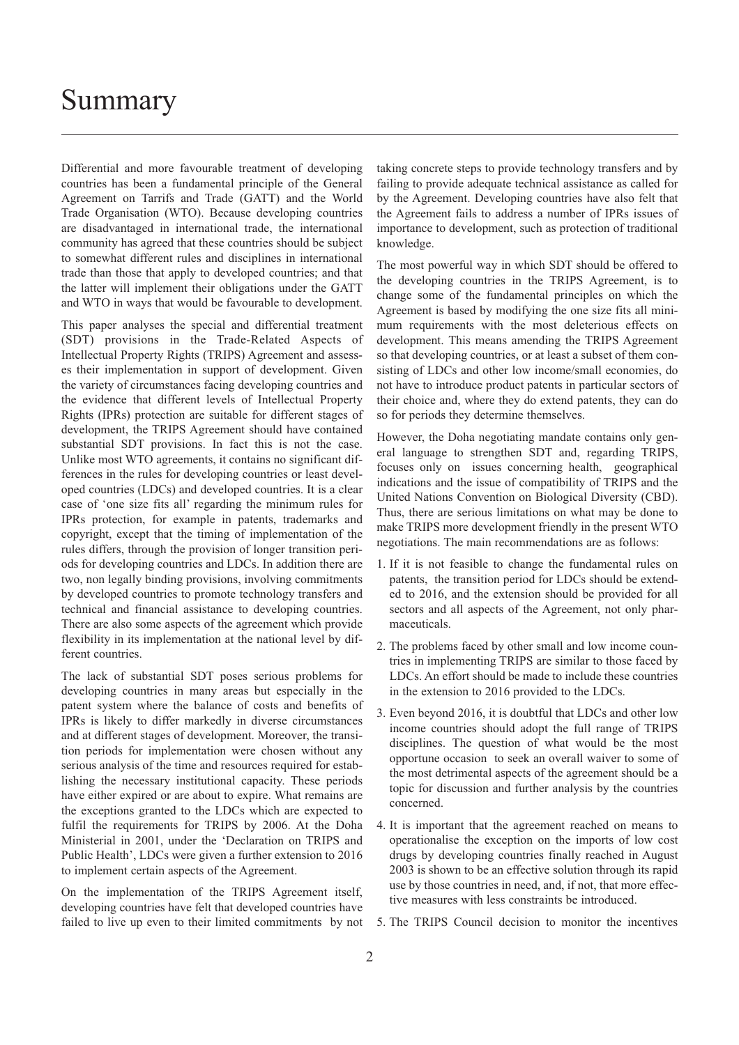# Summary

Differential and more favourable treatment of developing countries has been a fundamental principle of the General Agreement on Tarrifs and Trade (GATT) and the World Trade Organisation (WTO). Because developing countries are disadvantaged in international trade, the international community has agreed that these countries should be subject to somewhat different rules and disciplines in international trade than those that apply to developed countries; and that the latter will implement their obligations under the GATT and WTO in ways that would be favourable to development.

This paper analyses the special and differential treatment (SDT) provisions in the Trade-Related Aspects of Intellectual Property Rights (TRIPS) Agreement and assesses their implementation in support of development. Given the variety of circumstances facing developing countries and the evidence that different levels of Intellectual Property Rights (IPRs) protection are suitable for different stages of development, the TRIPS Agreement should have contained substantial SDT provisions. In fact this is not the case. Unlike most WTO agreements, it contains no significant differences in the rules for developing countries or least developed countries (LDCs) and developed countries. It is a clear case of 'one size fits all' regarding the minimum rules for IPRs protection, for example in patents, trademarks and copyright, except that the timing of implementation of the rules differs, through the provision of longer transition periods for developing countries and LDCs. In addition there are two, non legally binding provisions, involving commitments by developed countries to promote technology transfers and technical and financial assistance to developing countries. There are also some aspects of the agreement which provide flexibility in its implementation at the national level by different countries.

The lack of substantial SDT poses serious problems for developing countries in many areas but especially in the patent system where the balance of costs and benefits of IPRs is likely to differ markedly in diverse circumstances and at different stages of development. Moreover, the transition periods for implementation were chosen without any serious analysis of the time and resources required for establishing the necessary institutional capacity. These periods have either expired or are about to expire. What remains are the exceptions granted to the LDCs which are expected to fulfil the requirements for TRIPS by 2006. At the Doha Ministerial in 2001, under the 'Declaration on TRIPS and Public Health', LDCs were given a further extension to 2016 to implement certain aspects of the Agreement.

On the implementation of the TRIPS Agreement itself, developing countries have felt that developed countries have failed to live up even to their limited commitments by not taking concrete steps to provide technology transfers and by failing to provide adequate technical assistance as called for by the Agreement. Developing countries have also felt that the Agreement fails to address a number of IPRs issues of importance to development, such as protection of traditional knowledge.

The most powerful way in which SDT should be offered to the developing countries in the TRIPS Agreement, is to change some of the fundamental principles on which the Agreement is based by modifying the one size fits all minimum requirements with the most deleterious effects on development. This means amending the TRIPS Agreement so that developing countries, or at least a subset of them consisting of LDCs and other low income/small economies, do not have to introduce product patents in particular sectors of their choice and, where they do extend patents, they can do so for periods they determine themselves.

However, the Doha negotiating mandate contains only general language to strengthen SDT and, regarding TRIPS, focuses only on issues concerning health, geographical indications and the issue of compatibility of TRIPS and the United Nations Convention on Biological Diversity (CBD). Thus, there are serious limitations on what may be done to make TRIPS more development friendly in the present WTO negotiations. The main recommendations are as follows:

1. If it is not feasible to change the fundamental rules on patents, the transition period for LDCs should be extended to 2016, and the extension should be provided for all sectors and all aspects of the Agreement, not only pharmaceuticals.
2. The problems faced by other small and low income countries in implementing TRIPS are similar to those faced by LDCs. An effort should be made to include these countries in the extension to 2016 provided to the LDCs.
3. Even beyond 2016, it is doubtful that LDCs and other low income countries should adopt the full range of TRIPS disciplines. The question of what would be the most opportune occasion to seek an overall waiver to some of the most detrimental aspects of the agreement should be a topic for discussion and further analysis by the countries concerned.
4. It is important that the agreement reached on means to operationalise the exception on the imports of low cost drugs by developing countries finally reached in August 2003 is shown to be an effective solution through its rapid use by those countries in need, and, if not, that more effective measures with less constraints be introduced.
5. The TRIPS Council decision to monitor the incentives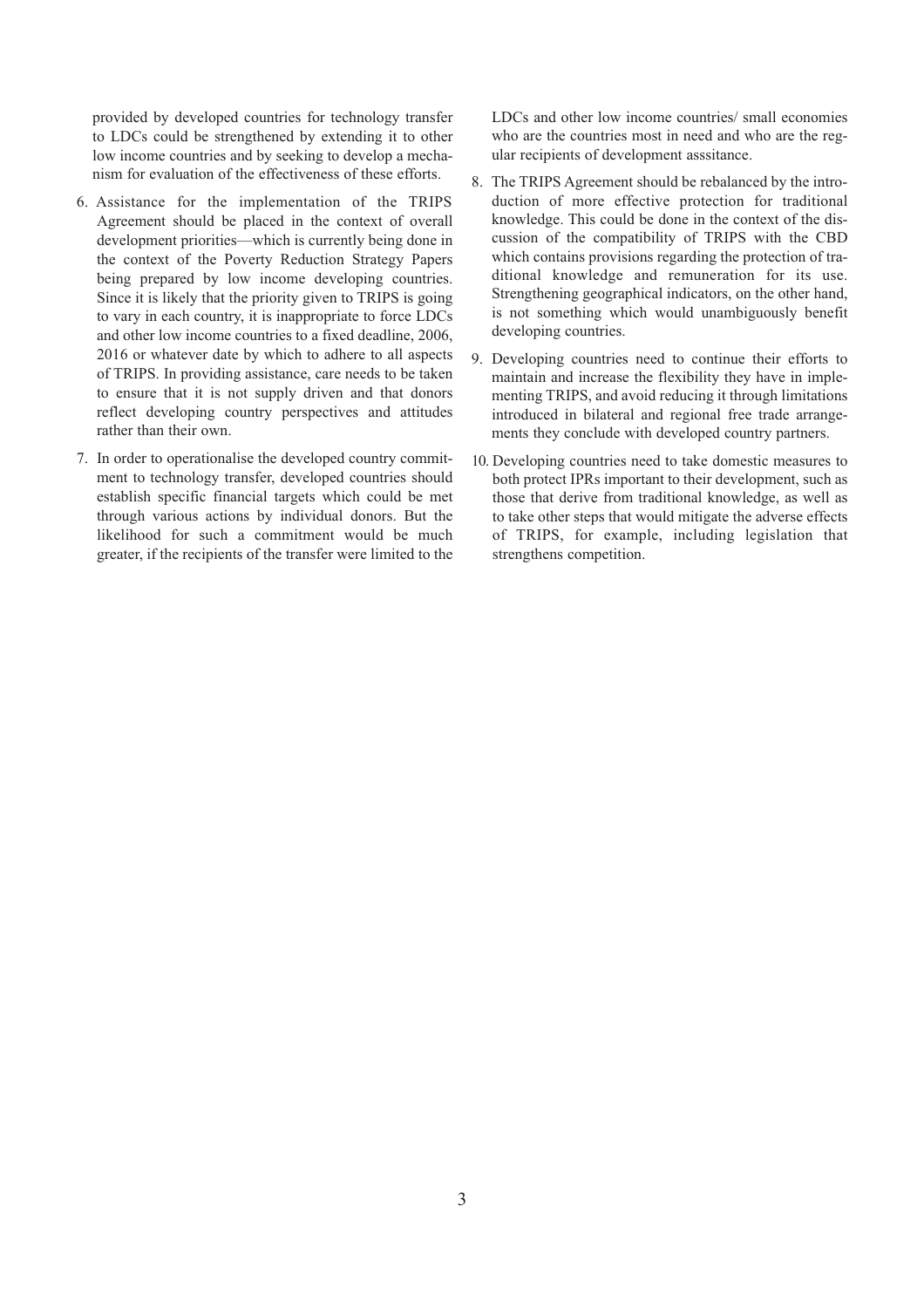provided by developed countries for technology transfer to LDCs could be strengthened by extending it to other low income countries and by seeking to develop a mechanism for evaluation of the effectiveness of these efforts.

6. Assistance for the implementation of the TRIPS Agreement should be placed in the context of overall development priorities—which is currently being done in the context of the Poverty Reduction Strategy Papers being prepared by low income developing countries. Since it is likely that the priority given to TRIPS is going to vary in each country, it is inappropriate to force LDCs and other low income countries to a fixed deadline, 2006, 2016 or whatever date by which to adhere to all aspects of TRIPS. In providing assistance, care needs to be taken to ensure that it is not supply driven and that donors reflect developing country perspectives and attitudes rather than their own.

7. In order to operationalise the developed country commitment to technology transfer, developed countries should establish specific financial targets which could be met through various actions by individual donors. But the likelihood for such a commitment would be much greater, if the recipients of the transfer were limited to the LDCs and other low income countries/ small economies who are the countries most in need and who are the regular recipients of development asssitance.

8. The TRIPS Agreement should be rebalanced by the introduction of more effective protection for traditional knowledge. This could be done in the context of the discussion of the compatibility of TRIPS with the CBD which contains provisions regarding the protection of traditional knowledge and remuneration for its use. Strengthening geographical indicators, on the other hand, is not something which would unambiguously benefit developing countries.

9. Developing countries need to continue their efforts to maintain and increase the flexibility they have in implementing TRIPS, and avoid reducing it through limitations introduced in bilateral and regional free trade arrangements they conclude with developed country partners.

10. Developing countries need to take domestic measures to both protect IPRs important to their development, such as those that derive from traditional knowledge, as well as to take other steps that would mitigate the adverse effects of TRIPS, for example, including legislation that strengthens competition.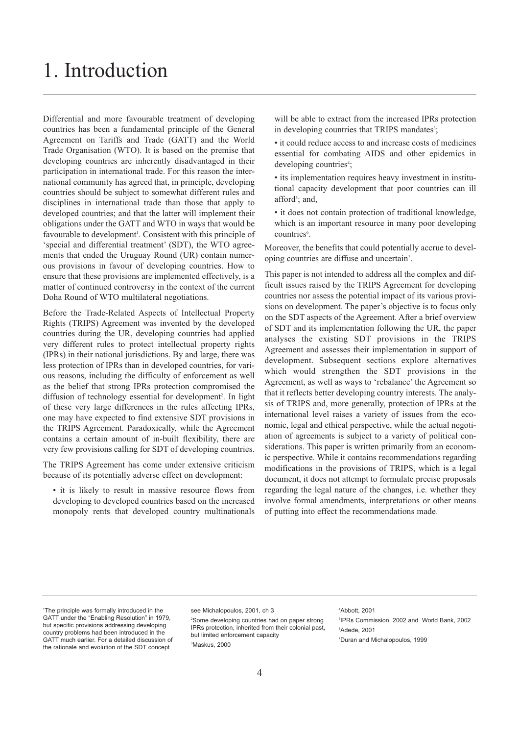# 1. Introduction

Differential and more favourable treatment of developing countries has been a fundamental principle of the General Agreement on Tariffs and Trade (GATT) and the World Trade Organisation (WTO). It is based on the premise that developing countries are inherently disadvantaged in their participation in international trade. For this reason the international community has agreed that, in principle, developing countries should be subject to somewhat different rules and disciplines in international trade than those that apply to developed countries; and that the latter will implement their obligations under the GATT and WTO in ways that would be favourable to development[1]. Consistent with this principle of 'special and differential treatment' (SDT), the WTO agreements that ended the Uruguay Round (UR) contain numerous provisions in favour of developing countries. How to ensure that these provisions are implemented effectively, is a matter of continued controversy in the context of the current Doha Round of WTO multilateral negotiations.

Before the Trade-Related Aspects of Intellectual Property Rights (TRIPS) Agreement was invented by the developed countries during the UR, developing countries had applied very different rules to protect intellectual property rights (IPRs) in their national jurisdictions. By and large, there was less protection of IPRs than in developed countries, for various reasons, including the difficulty of enforcement as well as the belief that strong IPRs protection compromised the diffusion of technology essential for development[2]. In light of these very large differences in the rules affecting IPRs, one may have expected to find extensive SDT provisions in the TRIPS Agreement. Paradoxically, while the Agreement contains a certain amount of in-built flexibility, there are very few provisions calling for SDT of developing countries.

The TRIPS Agreement has come under extensive criticism because of its potentially adverse effect on development:

- it is likely to result in massive resource flows from developing to developed countries based on the increased monopoly rents that developed country multinationals will be able to extract from the increased IPRs protection in developing countries that TRIPS mandates[3];
- it could reduce access to and increase costs of medicines essential for combating AIDS and other epidemics in developing countries[4];
- its implementation requires heavy investment in institutional capacity development that poor countries can ill afford[5]; and,
- it does not contain protection of traditional knowledge, which is an important resource in many poor developing countries[6].

Moreover, the benefits that could potentially accrue to developing countries are diffuse and uncertain[7].

This paper is not intended to address all the complex and difficult issues raised by the TRIPS Agreement for developing countries nor assess the potential impact of its various provisions on development. The paper's objective is to focus only on the SDT aspects of the Agreement. After a brief overview of SDT and its implementation following the UR, the paper analyses the existing SDT provisions in the TRIPS Agreement and assesses their implementation in support of development. Subsequent sections explore alternatives which would strengthen the SDT provisions in the Agreement, as well as ways to 'rebalance' the Agreement so that it reflects better developing country interests. The analysis of TRIPS and, more generally, protection of IPRs at the international level raises a variety of issues from the economic, legal and ethical perspective, while the actual negotiation of agreements is subject to a variety of political considerations. This paper is written primarily from an economic perspective. While it contains recommendations regarding modifications in the provisions of TRIPS, which is a legal document, it does not attempt to formulate precise proposals regarding the legal nature of the changes, i.e. whether they involve formal amendments, interpretations or other means of putting into effect the recommendations made.

---

[1] The principle was formally introduced in the GATT under the "Enabling Resolution" in 1979, but specific provisions addressing developing country problems had been introduced in the GATT much earlier. For a detailed discussion of the rationale and evolution of the SDT concept see Michalopoulos, 2001, ch 3

[2] Some developing countries had on paper strong IPRs protection, inherited from their colonial past, but limited enforcement capacity

[3] Maskus, 2000

[4] Abbott, 2001

[5] IPRs Commission, 2002 and World Bank, 2002

[6] Adede, 2001

[7] Duran and Michalopoulos, 1999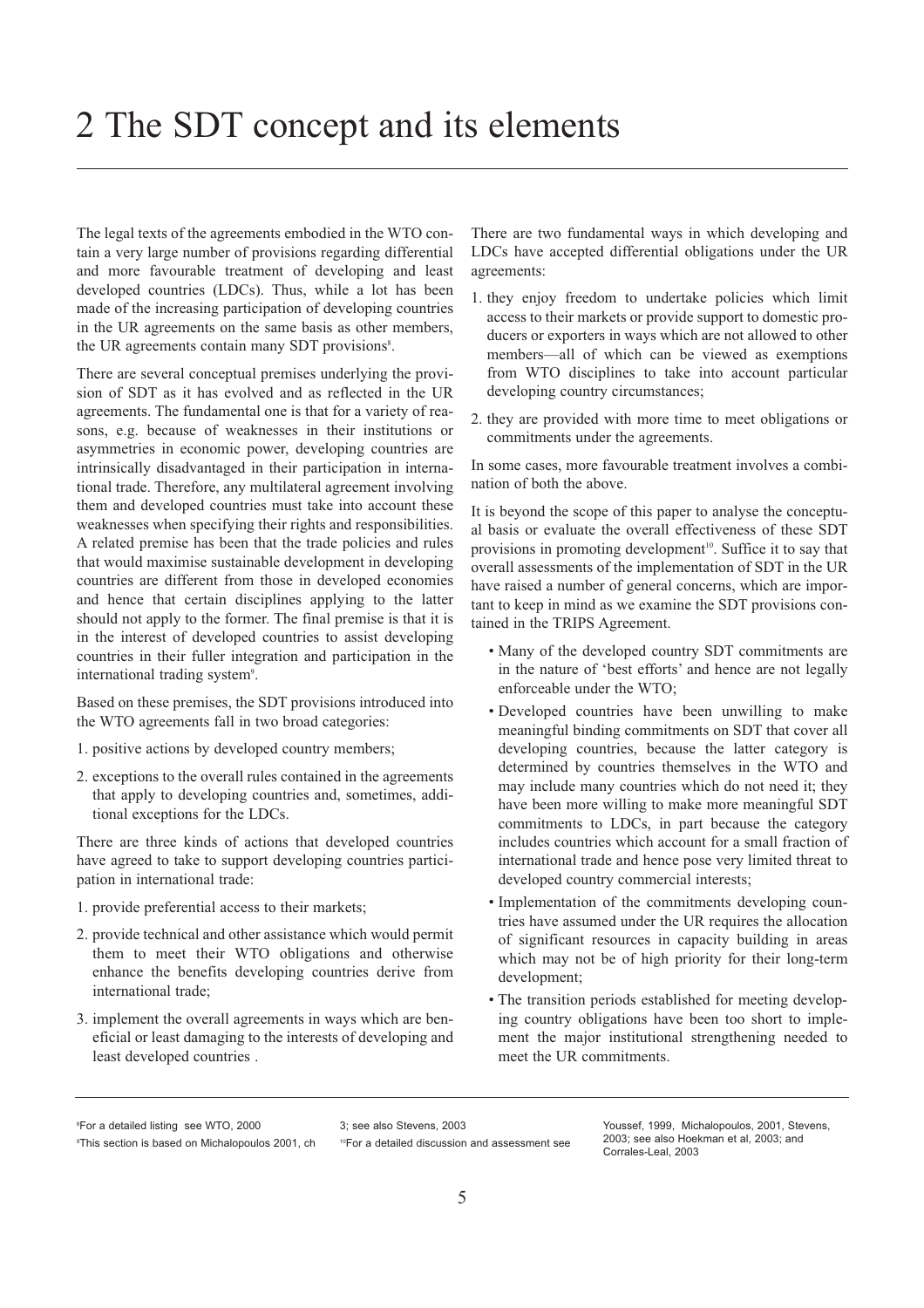# 2 The SDT concept and its elements

The legal texts of the agreements embodied in the WTO contain a very large number of provisions regarding differential and more favourable treatment of developing and least developed countries (LDCs). Thus, while a lot has been made of the increasing participation of developing countries in the UR agreements on the same basis as other members, the UR agreements contain many SDT provisions[8].

There are several conceptual premises underlying the provision of SDT as it has evolved and as reflected in the UR agreements. The fundamental one is that for a variety of reasons, e.g. because of weaknesses in their institutions or asymmetries in economic power, developing countries are intrinsically disadvantaged in their participation in international trade. Therefore, any multilateral agreement involving them and developed countries must take into account these weaknesses when specifying their rights and responsibilities. A related premise has been that the trade policies and rules that would maximise sustainable development in developing countries are different from those in developed economies and hence that certain disciplines applying to the latter should not apply to the former. The final premise is that it is in the interest of developed countries to assist developing countries in their fuller integration and participation in the international trading system[9].

Based on these premises, the SDT provisions introduced into the WTO agreements fall in two broad categories:

1. positive actions by developed country members;
2. exceptions to the overall rules contained in the agreements that apply to developing countries and, sometimes, additional exceptions for the LDCs.

There are three kinds of actions that developed countries have agreed to take to support developing countries participation in international trade:

1. provide preferential access to their markets;
2. provide technical and other assistance which would permit them to meet their WTO obligations and otherwise enhance the benefits developing countries derive from international trade;
3. implement the overall agreements in ways which are beneficial or least damaging to the interests of developing and least developed countries .

There are two fundamental ways in which developing and LDCs have accepted differential obligations under the UR agreements:

1. they enjoy freedom to undertake policies which limit access to their markets or provide support to domestic producers or exporters in ways which are not allowed to other members—all of which can be viewed as exemptions from WTO disciplines to take into account particular developing country circumstances;
2. they are provided with more time to meet obligations or commitments under the agreements.

In some cases, more favourable treatment involves a combination of both the above.

It is beyond the scope of this paper to analyse the conceptual basis or evaluate the overall effectiveness of these SDT provisions in promoting development[10]. Suffice it to say that overall assessments of the implementation of SDT in the UR have raised a number of general concerns, which are important to keep in mind as we examine the SDT provisions contained in the TRIPS Agreement.

- Many of the developed country SDT commitments are in the nature of 'best efforts' and hence are not legally enforceable under the WTO;
- Developed countries have been unwilling to make meaningful binding commitments on SDT that cover all developing countries, because the latter category is determined by countries themselves in the WTO and may include many countries which do not need it; they have been more willing to make more meaningful SDT commitments to LDCs, in part because the category includes countries which account for a small fraction of international trade and hence pose very limited threat to developed country commercial interests;
- Implementation of the commitments developing countries have assumed under the UR requires the allocation of significant resources in capacity building in areas which may not be of high priority for their long-term development;
- The transition periods established for meeting developing country obligations have been too short to implement the major institutional strengthening needed to meet the UR commitments.

---

[8] For a detailed listing see WTO, 2000

[9] This section is based on Michalopoulos 2001, ch 3; see also Stevens, 2003

[10] For a detailed discussion and assessment see Youssef, 1999, Michalopoulos, 2001, Stevens, 2003; see also Hoekman et al, 2003; and Corrales-Leal, 2003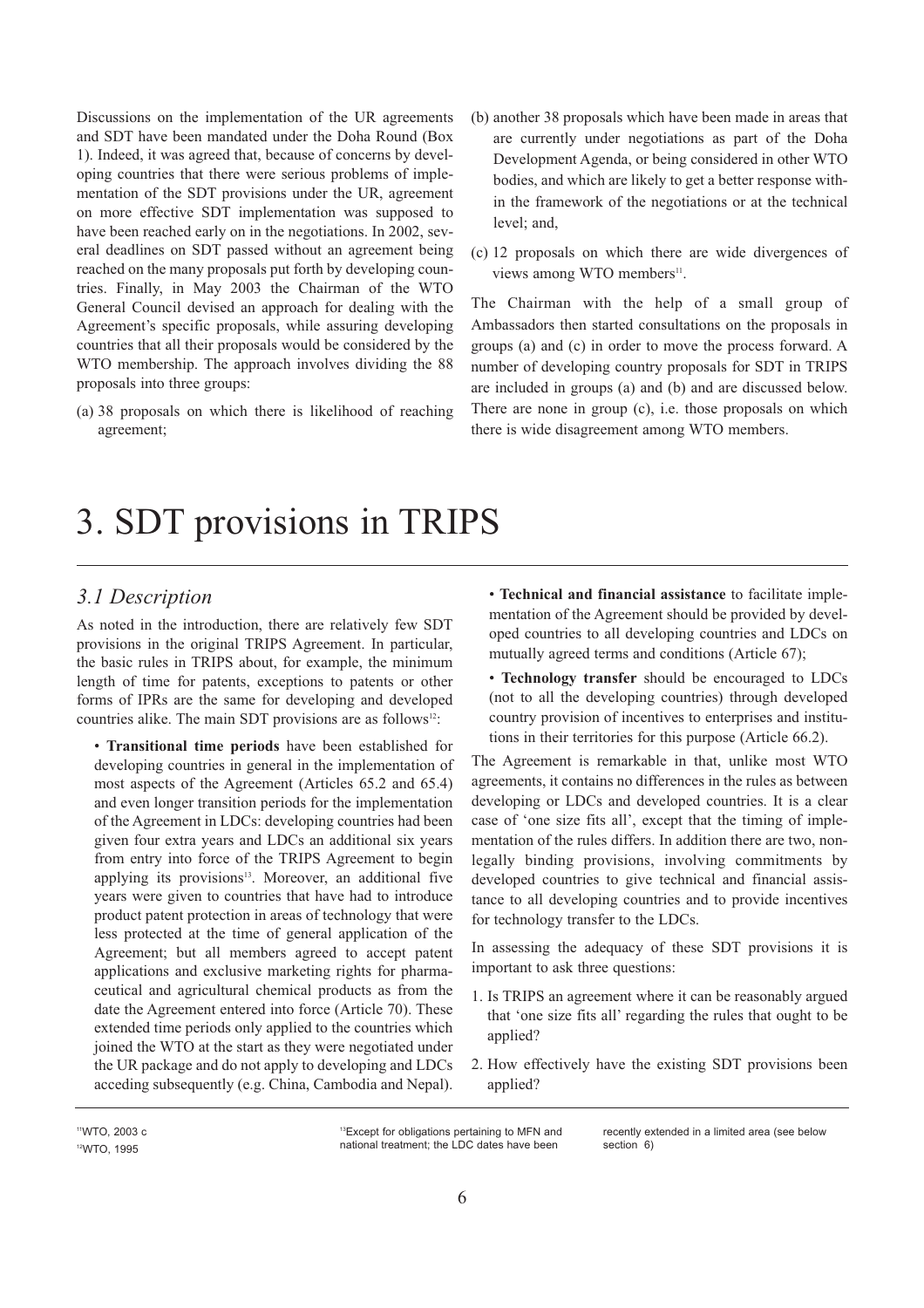Discussions on the implementation of the UR agreements and SDT have been mandated under the Doha Round (Box 1). Indeed, it was agreed that, because of concerns by developing countries that there were serious problems of implementation of the SDT provisions under the UR, agreement on more effective SDT implementation was supposed to have been reached early on in the negotiations. In 2002, several deadlines on SDT passed without an agreement being reached on the many proposals put forth by developing countries. Finally, in May 2003 the Chairman of the WTO General Council devised an approach for dealing with the Agreement's specific proposals, while assuring developing countries that all their proposals would be considered by the WTO membership. The approach involves dividing the 88 proposals into three groups:

(a) 38 proposals on which there is likelihood of reaching agreement;

(b) another 38 proposals which have been made in areas that are currently under negotiations as part of the Doha Development Agenda, or being considered in other WTO bodies, and which are likely to get a better response within the framework of the negotiations or at the technical level; and,

(c) 12 proposals on which there are wide divergences of views among WTO members[11].

The Chairman with the help of a small group of Ambassadors then started consultations on the proposals in groups (a) and (c) in order to move the process forward. A number of developing country proposals for SDT in TRIPS are included in groups (a) and (b) and are discussed below. There are none in group (c), i.e. those proposals on which there is wide disagreement among WTO members.

# 3. SDT provisions in TRIPS

## *3.1 Description*

As noted in the introduction, there are relatively few SDT provisions in the original TRIPS Agreement. In particular, the basic rules in TRIPS about, for example, the minimum length of time for patents, exceptions to patents or other forms of IPRs are the same for developing and developed countries alike. The main SDT provisions are as follows[12]:

- **Transitional time periods** have been established for developing countries in general in the implementation of most aspects of the Agreement (Articles 65.2 and 65.4) and even longer transition periods for the implementation of the Agreement in LDCs: developing countries had been given four extra years and LDCs an additional six years from entry into force of the TRIPS Agreement to begin applying its provisions[13]. Moreover, an additional five years were given to countries that have had to introduce product patent protection in areas of technology that were less protected at the time of general application of the Agreement; but all members agreed to accept patent applications and exclusive marketing rights for pharmaceutical and agricultural chemical products as from the date the Agreement entered into force (Article 70). These extended time periods only applied to the countries which joined the WTO at the start as they were negotiated under the UR package and do not apply to developing and LDCs acceding subsequently (e.g. China, Cambodia and Nepal).

- **Technical and financial assistance** to facilitate implementation of the Agreement should be provided by developed countries to all developing countries and LDCs on mutually agreed terms and conditions (Article 67);

- **Technology transfer** should be encouraged to LDCs (not to all the developing countries) through developed country provision of incentives to enterprises and institutions in their territories for this purpose (Article 66.2).

The Agreement is remarkable in that, unlike most WTO agreements, it contains no differences in the rules as between developing or LDCs and developed countries. It is a clear case of 'one size fits all', except that the timing of implementation of the rules differs. In addition there are two, non-legally binding provisions, involving commitments by developed countries to give technical and financial assistance to all developing countries and to provide incentives for technology transfer to the LDCs.

In assessing the adequacy of these SDT provisions it is important to ask three questions:

1. Is TRIPS an agreement where it can be reasonably argued that 'one size fits all' regarding the rules that ought to be applied?
2. How effectively have the existing SDT provisions been applied?

[11] WTO, 2003 c

[12] WTO, 1995

[13] Except for obligations pertaining to MFN and national treatment; the LDC dates have been recently extended in a limited area (see below section 6)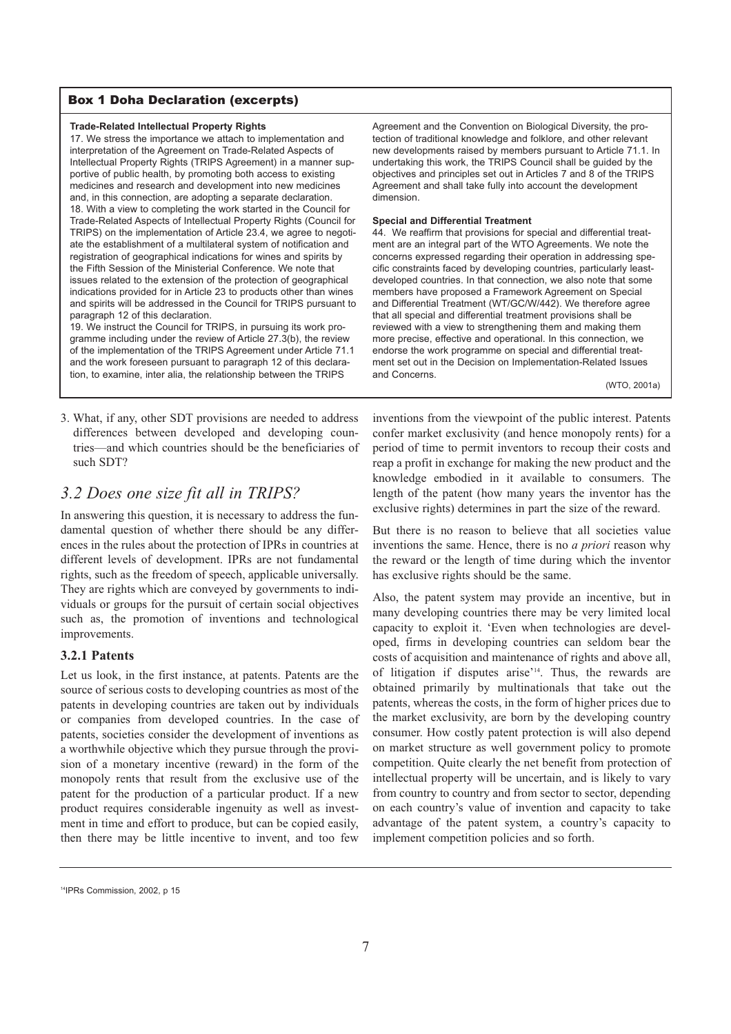**Box 1 Doha Declaration (excerpts)**

**Trade-Related Intellectual Property Rights**

17. We stress the importance we attach to implementation and interpretation of the Agreement on Trade-Related Aspects of Intellectual Property Rights (TRIPS Agreement) in a manner supportive of public health, by promoting both access to existing medicines and research and development into new medicines and, in this connection, are adopting a separate declaration.

18. With a view to completing the work started in the Council for Trade-Related Aspects of Intellectual Property Rights (Council for TRIPS) on the implementation of Article 23.4, we agree to negotiate the establishment of a multilateral system of notification and registration of geographical indications for wines and spirits by the Fifth Session of the Ministerial Conference. We note that issues related to the extension of the protection of geographical indications provided for in Article 23 to products other than wines and spirits will be addressed in the Council for TRIPS pursuant to paragraph 12 of this declaration.

19. We instruct the Council for TRIPS, in pursuing its work programme including under the review of Article 27.3(b), the review of the implementation of the TRIPS Agreement under Article 71.1 and the work foreseen pursuant to paragraph 12 of this declaration, to examine, inter alia, the relationship between the TRIPS Agreement and the Convention on Biological Diversity, the protection of traditional knowledge and folklore, and other relevant new developments raised by members pursuant to Article 71.1. In undertaking this work, the TRIPS Council shall be guided by the objectives and principles set out in Articles 7 and 8 of the TRIPS Agreement and shall take fully into account the development dimension.

**Special and Differential Treatment**

44. We reaffirm that provisions for special and differential treatment are an integral part of the WTO Agreements. We note the concerns expressed regarding their operation in addressing specific constraints faced by developing countries, particularly least-developed countries. In that connection, we also note that some members have proposed a Framework Agreement on Special and Differential Treatment (WT/GC/W/442). We therefore agree that all special and differential treatment provisions shall be reviewed with a view to strengthening them and making them more precise, effective and operational. In this connection, we endorse the work programme on special and differential treatment set out in the Decision on Implementation-Related Issues and Concerns.

(WTO, 2001a)

3. What, if any, other SDT provisions are needed to address differences between developed and developing countries—and which countries should be the beneficiaries of such SDT?

## *3.2 Does one size fit all in TRIPS?*

In answering this question, it is necessary to address the fundamental question of whether there should be any differences in the rules about the protection of IPRs in countries at different levels of development. IPRs are not fundamental rights, such as the freedom of speech, applicable universally. They are rights which are conveyed by governments to individuals or groups for the pursuit of certain social objectives such as, the promotion of inventions and technological improvements.

### 3.2.1 Patents

Let us look, in the first instance, at patents. Patents are the source of serious costs to developing countries as most of the patents in developing countries are taken out by individuals or companies from developed countries. In the case of patents, societies consider the development of inventions as a worthwhile objective which they pursue through the provision of a monetary incentive (reward) in the form of the monopoly rents that result from the exclusive use of the patent for the production of a particular product. If a new product requires considerable ingenuity as well as investment in time and effort to produce, but can be copied easily, then there may be little incentive to invent, and too few inventions from the viewpoint of the public interest. Patents confer market exclusivity (and hence monopoly rents) for a period of time to permit inventors to recoup their costs and reap a profit in exchange for making the new product and the knowledge embodied in it available to consumers. The length of the patent (how many years the inventor has the exclusive rights) determines in part the size of the reward.

But there is no reason to believe that all societies value inventions the same. Hence, there is no *a priori* reason why the reward or the length of time during which the inventor has exclusive rights should be the same.

Also, the patent system may provide an incentive, but in many developing countries there may be very limited local capacity to exploit it. 'Even when technologies are developed, firms in developing countries can seldom bear the costs of acquisition and maintenance of rights and above all, of litigation if disputes arise'[14]. Thus, the rewards are obtained primarily by multinationals that take out the patents, whereas the costs, in the form of higher prices due to the market exclusivity, are born by the developing country consumer. How costly patent protection is will also depend on market structure as well government policy to promote competition. Quite clearly the net benefit from protection of intellectual property will be uncertain, and is likely to vary from country to country and from sector to sector, depending on each country's value of invention and capacity to take advantage of the patent system, a country's capacity to implement competition policies and so forth.

[14] IPRs Commission, 2002, p 15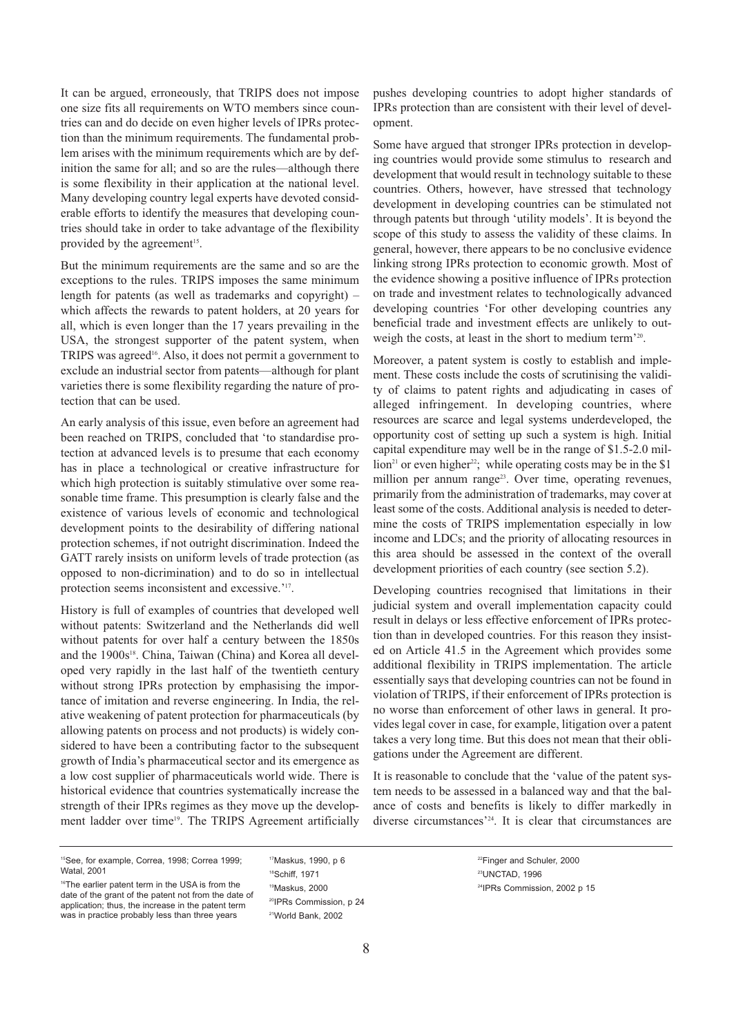It can be argued, erroneously, that TRIPS does not impose one size fits all requirements on WTO members since countries can and do decide on even higher levels of IPRs protection than the minimum requirements. The fundamental problem arises with the minimum requirements which are by definition the same for all; and so are the rules—although there is some flexibility in their application at the national level. Many developing country legal experts have devoted considerable efforts to identify the measures that developing countries should take in order to take advantage of the flexibility provided by the agreement[15].

But the minimum requirements are the same and so are the exceptions to the rules. TRIPS imposes the same minimum length for patents (as well as trademarks and copyright) – which affects the rewards to patent holders, at 20 years for all, which is even longer than the 17 years prevailing in the USA, the strongest supporter of the patent system, when TRIPS was agreed[16]. Also, it does not permit a government to exclude an industrial sector from patents—although for plant varieties there is some flexibility regarding the nature of protection that can be used.

An early analysis of this issue, even before an agreement had been reached on TRIPS, concluded that 'to standardise protection at advanced levels is to presume that each economy has in place a technological or creative infrastructure for which high protection is suitably stimulative over some reasonable time frame. This presumption is clearly false and the existence of various levels of economic and technological development points to the desirability of differing national protection schemes, if not outright discrimination. Indeed the GATT rarely insists on uniform levels of trade protection (as opposed to non-dicrimination) and to do so in intellectual protection seems inconsistent and excessive.'[17].

History is full of examples of countries that developed well without patents: Switzerland and the Netherlands did well without patents for over half a century between the 1850s and the 1900s[18]. China, Taiwan (China) and Korea all developed very rapidly in the last half of the twentieth century without strong IPRs protection by emphasising the importance of imitation and reverse engineering. In India, the relative weakening of patent protection for pharmaceuticals (by allowing patents on process and not products) is widely considered to have been a contributing factor to the subsequent growth of India's pharmaceutical sector and its emergence as a low cost supplier of pharmaceuticals world wide. There is historical evidence that countries systematically increase the strength of their IPRs regimes as they move up the development ladder over time[19]. The TRIPS Agreement artificially pushes developing countries to adopt higher standards of IPRs protection than are consistent with their level of development.

Some have argued that stronger IPRs protection in developing countries would provide some stimulus to research and development that would result in technology suitable to these countries. Others, however, have stressed that technology development in developing countries can be stimulated not through patents but through 'utility models'. It is beyond the scope of this study to assess the validity of these claims. In general, however, there appears to be no conclusive evidence linking strong IPRs protection to economic growth. Most of the evidence showing a positive influence of IPRs protection on trade and investment relates to technologically advanced developing countries 'For other developing countries any beneficial trade and investment effects are unlikely to outweigh the costs, at least in the short to medium term'[20].

Moreover, a patent system is costly to establish and implement. These costs include the costs of scrutinising the validity of claims to patent rights and adjudicating in cases of alleged infringement. In developing countries, where resources are scarce and legal systems underdeveloped, the opportunity cost of setting up such a system is high. Initial capital expenditure may well be in the range of $1.5-2.0 million[21] or even higher[22]; while operating costs may be in the $1 million per annum range[23]. Over time, operating revenues, primarily from the administration of trademarks, may cover at least some of the costs. Additional analysis is needed to determine the costs of TRIPS implementation especially in low income and LDCs; and the priority of allocating resources in this area should be assessed in the context of the overall development priorities of each country (see section 5.2).

Developing countries recognised that limitations in their judicial system and overall implementation capacity could result in delays or less effective enforcement of IPRs protection than in developed countries. For this reason they insisted on Article 41.5 in the Agreement which provides some additional flexibility in TRIPS implementation. The article essentially says that developing countries can not be found in violation of TRIPS, if their enforcement of IPRs protection is no worse than enforcement of other laws in general. It provides legal cover in case, for example, litigation over a patent takes a very long time. But this does not mean that their obligations under the Agreement are different.

It is reasonable to conclude that the 'value of the patent system needs to be assessed in a balanced way and that the balance of costs and benefits is likely to differ markedly in diverse circumstances'[24]. It is clear that circumstances are

---

[15] See, for example, Correa, 1998; Correa 1999; Watal, 2001

[16] The earlier patent term in the USA is from the date of the grant of the patent not from the date of application; thus, the increase in the patent term was in practice probably less than three years

[17] Maskus, 1990, p 6

[18] Schiff, 1971

[19] Maskus, 2000

[20] IPRs Commission, p 24

[21] World Bank, 2002

[22] Finger and Schuler, 2000

[23] UNCTAD, 1996

[24] IPRs Commission, 2002 p 15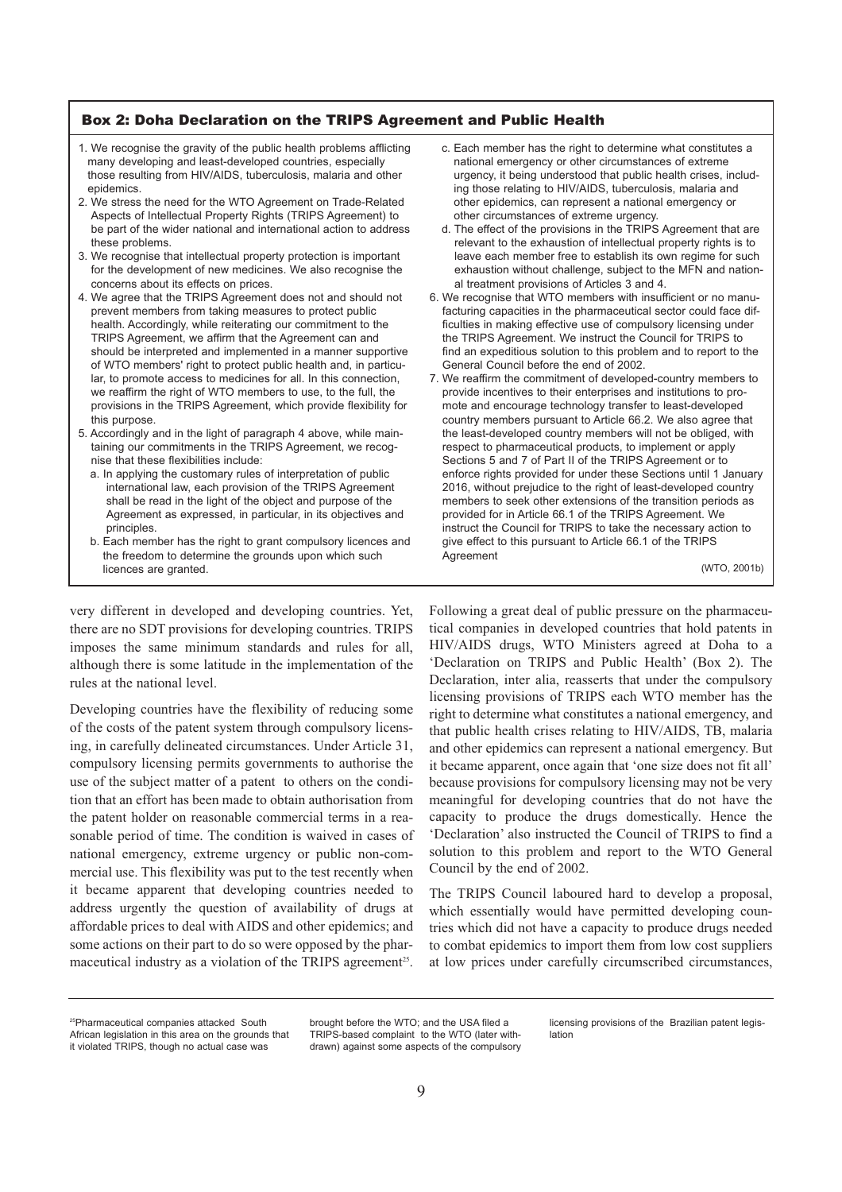### Box 2: Doha Declaration on the TRIPS Agreement and Public Health

1. We recognise the gravity of the public health problems afflicting many developing and least-developed countries, especially those resulting from HIV/AIDS, tuberculosis, malaria and other epidemics.
2. We stress the need for the WTO Agreement on Trade-Related Aspects of Intellectual Property Rights (TRIPS Agreement) to be part of the wider national and international action to address these problems.
3. We recognise that intellectual property protection is important for the development of new medicines. We also recognise the concerns about its effects on prices.
4. We agree that the TRIPS Agreement does not and should not prevent members from taking measures to protect public health. Accordingly, while reiterating our commitment to the TRIPS Agreement, we affirm that the Agreement can and should be interpreted and implemented in a manner supportive of WTO members' right to protect public health and, in particular, to promote access to medicines for all. In this connection, we reaffirm the right of WTO members to use, to the full, the provisions in the TRIPS Agreement, which provide flexibility for this purpose.
5. Accordingly and in the light of paragraph 4 above, while maintaining our commitments in the TRIPS Agreement, we recognise that these flexibilities include:
   a. In applying the customary rules of interpretation of public international law, each provision of the TRIPS Agreement shall be read in the light of the object and purpose of the Agreement as expressed, in particular, in its objectives and principles.
   b. Each member has the right to grant compulsory licences and the freedom to determine the grounds upon which such licences are granted.
   c. Each member has the right to determine what constitutes a national emergency or other circumstances of extreme urgency, it being understood that public health crises, including those relating to HIV/AIDS, tuberculosis, malaria and other epidemics, can represent a national emergency or other circumstances of extreme urgency.
   d. The effect of the provisions in the TRIPS Agreement that are relevant to the exhaustion of intellectual property rights is to leave each member free to establish its own regime for such exhaustion without challenge, subject to the MFN and national treatment provisions of Articles 3 and 4.
6. We recognise that WTO members with insufficient or no manufacturing capacities in the pharmaceutical sector could face difficulties in making effective use of compulsory licensing under the TRIPS Agreement. We instruct the Council for TRIPS to find an expeditious solution to this problem and to report to the General Council before the end of 2002.
7. We reaffirm the commitment of developed-country members to provide incentives to their enterprises and institutions to promote and encourage technology transfer to least-developed country members pursuant to Article 66.2. We also agree that the least-developed country members will not be obliged, with respect to pharmaceutical products, to implement or apply Sections 5 and 7 of Part II of the TRIPS Agreement or to enforce rights provided for under these Sections until 1 January 2016, without prejudice to the right of least-developed country members to seek other extensions of the transition periods as provided for in Article 66.1 of the TRIPS Agreement. We instruct the Council for TRIPS to take the necessary action to give effect to this pursuant to Article 66.1 of the TRIPS Agreement

(WTO, 2001b)

very different in developed and developing countries. Yet, there are no SDT provisions for developing countries. TRIPS imposes the same minimum standards and rules for all, although there is some latitude in the implementation of the rules at the national level.

Developing countries have the flexibility of reducing some of the costs of the patent system through compulsory licensing, in carefully delineated circumstances. Under Article 31, compulsory licensing permits governments to authorise the use of the subject matter of a patent to others on the condition that an effort has been made to obtain authorisation from the patent holder on reasonable commercial terms in a reasonable period of time. The condition is waived in cases of national emergency, extreme urgency or public non-commercial use. This flexibility was put to the test recently when it became apparent that developing countries needed to address urgently the question of availability of drugs at affordable prices to deal with AIDS and other epidemics; and some actions on their part to do so were opposed by the pharmaceutical industry as a violation of the TRIPS agreement[25].

Following a great deal of public pressure on the pharmaceutical companies in developed countries that hold patents in HIV/AIDS drugs, WTO Ministers agreed at Doha to a 'Declaration on TRIPS and Public Health' (Box 2). The Declaration, inter alia, reasserts that under the compulsory licensing provisions of TRIPS each WTO member has the right to determine what constitutes a national emergency, and that public health crises relating to HIV/AIDS, TB, malaria and other epidemics can represent a national emergency. But it became apparent, once again that 'one size does not fit all' because provisions for compulsory licensing may not be very meaningful for developing countries that do not have the capacity to produce the drugs domestically. Hence the 'Declaration' also instructed the Council of TRIPS to find a solution to this problem and report to the WTO General Council by the end of 2002.

The TRIPS Council laboured hard to develop a proposal, which essentially would have permitted developing countries which did not have a capacity to produce drugs needed to combat epidemics to import them from low cost suppliers at low prices under carefully circumscribed circumstances,

[25] Pharmaceutical companies attacked South African legislation in this area on the grounds that it violated TRIPS, though no actual case was brought before the WTO; and the USA filed a TRIPS-based complaint to the WTO (later withdrawn) against some aspects of the compulsory licensing provisions of the Brazilian patent legislation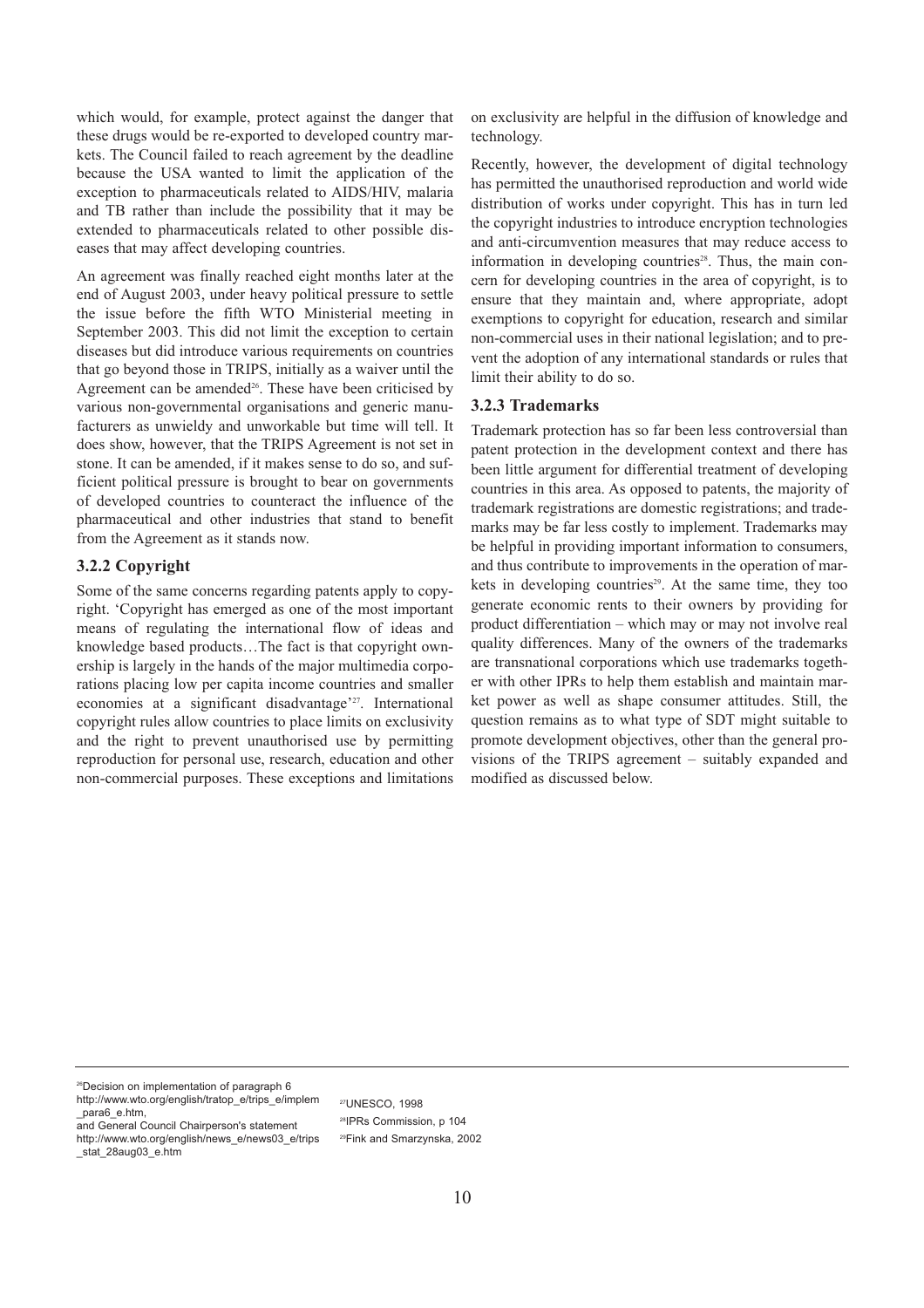which would, for example, protect against the danger that these drugs would be re-exported to developed country markets. The Council failed to reach agreement by the deadline because the USA wanted to limit the application of the exception to pharmaceuticals related to AIDS/HIV, malaria and TB rather than include the possibility that it may be extended to pharmaceuticals related to other possible diseases that may affect developing countries.

An agreement was finally reached eight months later at the end of August 2003, under heavy political pressure to settle the issue before the fifth WTO Ministerial meeting in September 2003. This did not limit the exception to certain diseases but did introduce various requirements on countries that go beyond those in TRIPS, initially as a waiver until the Agreement can be amended[26]. These have been criticised by various non-governmental organisations and generic manufacturers as unwieldy and unworkable but time will tell. It does show, however, that the TRIPS Agreement is not set in stone. It can be amended, if it makes sense to do so, and sufficient political pressure is brought to bear on governments of developed countries to counteract the influence of the pharmaceutical and other industries that stand to benefit from the Agreement as it stands now.

### 3.2.2 Copyright

Some of the same concerns regarding patents apply to copyright. 'Copyright has emerged as one of the most important means of regulating the international flow of ideas and knowledge based products…The fact is that copyright ownership is largely in the hands of the major multimedia corporations placing low per capita income countries and smaller economies at a significant disadvantage'[27]. International copyright rules allow countries to place limits on exclusivity and the right to prevent unauthorised use by permitting reproduction for personal use, research, education and other non-commercial purposes. These exceptions and limitations on exclusivity are helpful in the diffusion of knowledge and technology.

Recently, however, the development of digital technology has permitted the unauthorised reproduction and world wide distribution of works under copyright. This has in turn led the copyright industries to introduce encryption technologies and anti-circumvention measures that may reduce access to information in developing countries[28]. Thus, the main concern for developing countries in the area of copyright, is to ensure that they maintain and, where appropriate, adopt exemptions to copyright for education, research and similar non-commercial uses in their national legislation; and to prevent the adoption of any international standards or rules that limit their ability to do so.

### 3.2.3 Trademarks

Trademark protection has so far been less controversial than patent protection in the development context and there has been little argument for differential treatment of developing countries in this area. As opposed to patents, the majority of trademark registrations are domestic registrations; and trademarks may be far less costly to implement. Trademarks may be helpful in providing important information to consumers, and thus contribute to improvements in the operation of markets in developing countries[29]. At the same time, they too generate economic rents to their owners by providing for product differentiation – which may or may not involve real quality differences. Many of the owners of the trademarks are transnational corporations which use trademarks together with other IPRs to help them establish and maintain market power as well as shape consumer attitudes. Still, the question remains as to what type of SDT might suitable to promote development objectives, other than the general provisions of the TRIPS agreement – suitably expanded and modified as discussed below.

---

[26] Decision on implementation of paragraph 6 http://www.wto.org/english/tratop_e/trips_e/implem_para6_e.htm, and General Council Chairperson's statement http://www.wto.org/english/news_e/news03_e/trips_stat_28aug03_e.htm

[27] UNESCO, 1998

[28] IPRs Commission, p 104

[29] Fink and Smarzynska, 2002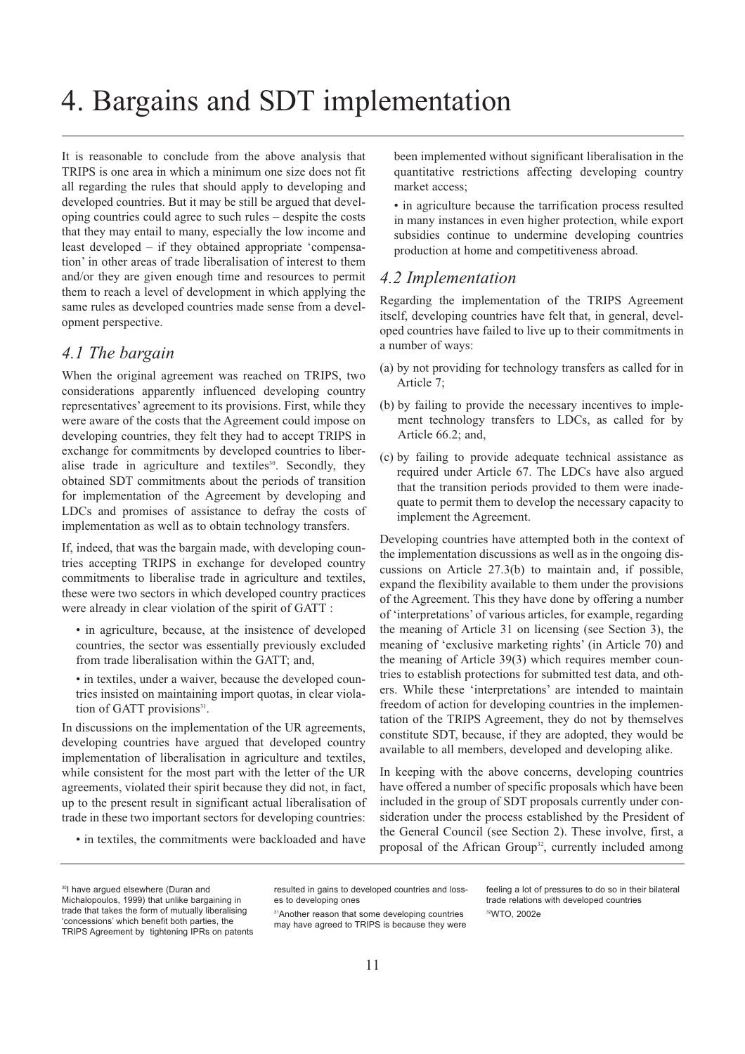# 4. Bargains and SDT implementation

It is reasonable to conclude from the above analysis that TRIPS is one area in which a minimum one size does not fit all regarding the rules that should apply to developing and developed countries. But it may be still be argued that developing countries could agree to such rules – despite the costs that they may entail to many, especially the low income and least developed – if they obtained appropriate 'compensation' in other areas of trade liberalisation of interest to them and/or they are given enough time and resources to permit them to reach a level of development in which applying the same rules as developed countries made sense from a development perspective.

## 4.1 The bargain

When the original agreement was reached on TRIPS, two considerations apparently influenced developing country representatives' agreement to its provisions. First, while they were aware of the costs that the Agreement could impose on developing countries, they felt they had to accept TRIPS in exchange for commitments by developed countries to liberalise trade in agriculture and textiles[30]. Secondly, they obtained SDT commitments about the periods of transition for implementation of the Agreement by developing and LDCs and promises of assistance to defray the costs of implementation as well as to obtain technology transfers.

If, indeed, that was the bargain made, with developing countries accepting TRIPS in exchange for developed country commitments to liberalise trade in agriculture and textiles, these were two sectors in which developed country practices were already in clear violation of the spirit of GATT :

- in agriculture, because, at the insistence of developed countries, the sector was essentially previously excluded from trade liberalisation within the GATT; and,
- in textiles, under a waiver, because the developed countries insisted on maintaining import quotas, in clear violation of GATT provisions[31].

In discussions on the implementation of the UR agreements, developing countries have argued that developed country implementation of liberalisation in agriculture and textiles, while consistent for the most part with the letter of the UR agreements, violated their spirit because they did not, in fact, up to the present result in significant actual liberalisation of trade in these two important sectors for developing countries:

- in textiles, the commitments were backloaded and have been implemented without significant liberalisation in the quantitative restrictions affecting developing country market access;
- in agriculture because the tarrification process resulted in many instances in even higher protection, while export subsidies continue to undermine developing countries production at home and competitiveness abroad.

## 4.2 Implementation

Regarding the implementation of the TRIPS Agreement itself, developing countries have felt that, in general, developed countries have failed to live up to their commitments in a number of ways:

(a) by not providing for technology transfers as called for in Article 7;

(b) by failing to provide the necessary incentives to implement technology transfers to LDCs, as called for by Article 66.2; and,

(c) by failing to provide adequate technical assistance as required under Article 67. The LDCs have also argued that the transition periods provided to them were inadequate to permit them to develop the necessary capacity to implement the Agreement.

Developing countries have attempted both in the context of the implementation discussions as well as in the ongoing discussions on Article 27.3(b) to maintain and, if possible, expand the flexibility available to them under the provisions of the Agreement. This they have done by offering a number of 'interpretations' of various articles, for example, regarding the meaning of Article 31 on licensing (see Section 3), the meaning of 'exclusive marketing rights' (in Article 70) and the meaning of Article 39(3) which requires member countries to establish protections for submitted test data, and others. While these 'interpretations' are intended to maintain freedom of action for developing countries in the implementation of the TRIPS Agreement, they do not by themselves constitute SDT, because, if they are adopted, they would be available to all members, developed and developing alike.

In keeping with the above concerns, developing countries have offered a number of specific proposals which have been included in the group of SDT proposals currently under consideration under the process established by the President of the General Council (see Section 2). These involve, first, a proposal of the African Group[32], currently included among

---

[30] I have argued elsewhere (Duran and Michalopoulos, 1999) that unlike bargaining in trade that takes the form of mutually liberalising 'concessions' which benefit both parties, the TRIPS Agreement by tightening IPRs on patents resulted in gains to developed countries and losses to developing ones

[31] Another reason that some developing countries may have agreed to TRIPS is because they were feeling a lot of pressures to do so in their bilateral trade relations with developed countries

[32] WTO, 2002e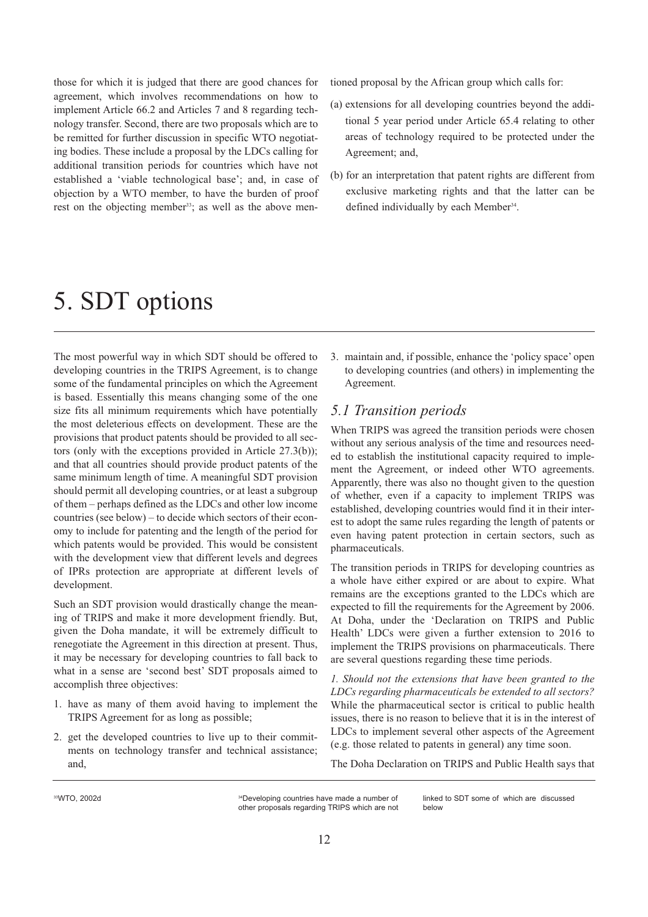those for which it is judged that there are good chances for agreement, which involves recommendations on how to implement Article 66.2 and Articles 7 and 8 regarding technology transfer. Second, there are two proposals which are to be remitted for further discussion in specific WTO negotiating bodies. These include a proposal by the LDCs calling for additional transition periods for countries which have not established a 'viable technological base'; and, in case of objection by a WTO member, to have the burden of proof rest on the objecting member[33]; as well as the above mentioned proposal by the African group which calls for:

(a) extensions for all developing countries beyond the additional 5 year period under Article 65.4 relating to other areas of technology required to be protected under the Agreement; and,

(b) for an interpretation that patent rights are different from exclusive marketing rights and that the latter can be defined individually by each Member[34].

# 5. SDT options

The most powerful way in which SDT should be offered to developing countries in the TRIPS Agreement, is to change some of the fundamental principles on which the Agreement is based. Essentially this means changing some of the one size fits all minimum requirements which have potentially the most deleterious effects on development. These are the provisions that product patents should be provided to all sectors (only with the exceptions provided in Article 27.3(b)); and that all countries should provide product patents of the same minimum length of time. A meaningful SDT provision should permit all developing countries, or at least a subgroup of them – perhaps defined as the LDCs and other low income countries (see below) – to decide which sectors of their economy to include for patenting and the length of the period for which patents would be provided. This would be consistent with the development view that different levels and degrees of IPRs protection are appropriate at different levels of development.

Such an SDT provision would drastically change the meaning of TRIPS and make it more development friendly. But, given the Doha mandate, it will be extremely difficult to renegotiate the Agreement in this direction at present. Thus, it may be necessary for developing countries to fall back to what in a sense are 'second best' SDT proposals aimed to accomplish three objectives:

1. have as many of them avoid having to implement the TRIPS Agreement for as long as possible;
2. get the developed countries to live up to their commitments on technology transfer and technical assistance; and,
3. maintain and, if possible, enhance the 'policy space' open to developing countries (and others) in implementing the Agreement.

## *5.1 Transition periods*

When TRIPS was agreed the transition periods were chosen without any serious analysis of the time and resources needed to establish the institutional capacity required to implement the Agreement, or indeed other WTO agreements. Apparently, there was also no thought given to the question of whether, even if a capacity to implement TRIPS was established, developing countries would find it in their interest to adopt the same rules regarding the length of patents or even having patent protection in certain sectors, such as pharmaceuticals.

The transition periods in TRIPS for developing countries as a whole have either expired or are about to expire. What remains are the exceptions granted to the LDCs which are expected to fill the requirements for the Agreement by 2006. At Doha, under the 'Declaration on TRIPS and Public Health' LDCs were given a further extension to 2016 to implement the TRIPS provisions on pharmaceuticals. There are several questions regarding these time periods.

*1. Should not the extensions that have been granted to the LDCs regarding pharmaceuticals be extended to all sectors?* While the pharmaceutical sector is critical to public health issues, there is no reason to believe that it is in the interest of LDCs to implement several other aspects of the Agreement (e.g. those related to patents in general) any time soon.

The Doha Declaration on TRIPS and Public Health says that

---

[33] WTO, 2002d

[34] Developing countries have made a number of other proposals regarding TRIPS which are not linked to SDT some of which are discussed below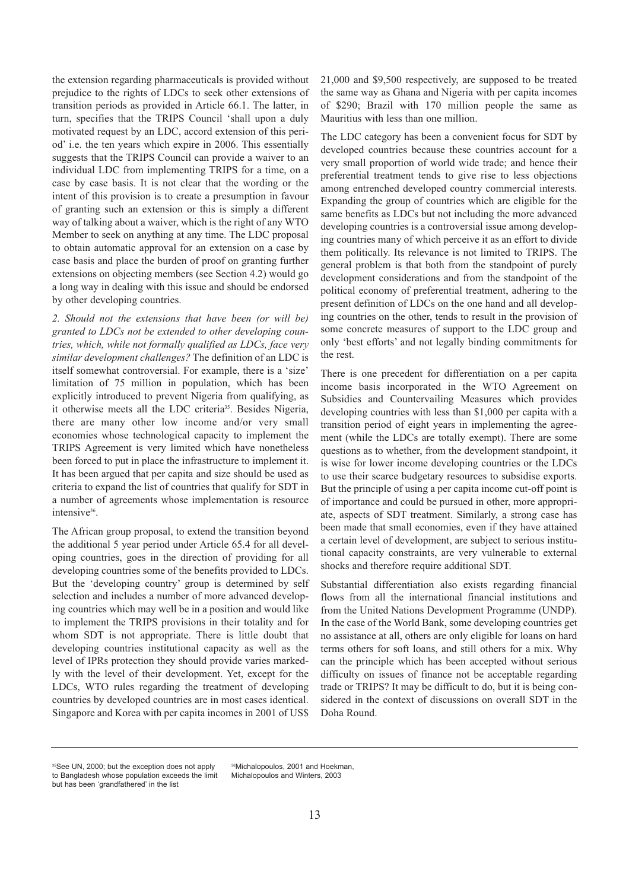the extension regarding pharmaceuticals is provided without prejudice to the rights of LDCs to seek other extensions of transition periods as provided in Article 66.1. The latter, in turn, specifies that the TRIPS Council 'shall upon a duly motivated request by an LDC, accord extension of this period' i.e. the ten years which expire in 2006. This essentially suggests that the TRIPS Council can provide a waiver to an individual LDC from implementing TRIPS for a time, on a case by case basis. It is not clear that the wording or the intent of this provision is to create a presumption in favour of granting such an extension or this is simply a different way of talking about a waiver, which is the right of any WTO Member to seek on anything at any time. The LDC proposal to obtain automatic approval for an extension on a case by case basis and place the burden of proof on granting further extensions on objecting members (see Section 4.2) would go a long way in dealing with this issue and should be endorsed by other developing countries.

*2. Should not the extensions that have been (or will be) granted to LDCs not be extended to other developing countries, which, while not formally qualified as LDCs, face very similar development challenges?* The definition of an LDC is itself somewhat controversial. For example, there is a 'size' limitation of 75 million in population, which has been explicitly introduced to prevent Nigeria from qualifying, as it otherwise meets all the LDC criteria[35]. Besides Nigeria, there are many other low income and/or very small economies whose technological capacity to implement the TRIPS Agreement is very limited which have nonetheless been forced to put in place the infrastructure to implement it. It has been argued that per capita and size should be used as criteria to expand the list of countries that qualify for SDT in a number of agreements whose implementation is resource intensive[36].

The African group proposal, to extend the transition beyond the additional 5 year period under Article 65.4 for all developing countries, goes in the direction of providing for all developing countries some of the benefits provided to LDCs. But the 'developing country' group is determined by self selection and includes a number of more advanced developing countries which may well be in a position and would like to implement the TRIPS provisions in their totality and for whom SDT is not appropriate. There is little doubt that developing countries institutional capacity as well as the level of IPRs protection they should provide varies markedly with the level of their development. Yet, except for the LDCs, WTO rules regarding the treatment of developing countries by developed countries are in most cases identical. Singapore and Korea with per capita incomes in 2001 of US$ 21,000 and $9,500 respectively, are supposed to be treated the same way as Ghana and Nigeria with per capita incomes of $290; Brazil with 170 million people the same as Mauritius with less than one million.

The LDC category has been a convenient focus for SDT by developed countries because these countries account for a very small proportion of world wide trade; and hence their preferential treatment tends to give rise to less objections among entrenched developed country commercial interests. Expanding the group of countries which are eligible for the same benefits as LDCs but not including the more advanced developing countries is a controversial issue among developing countries many of which perceive it as an effort to divide them politically. Its relevance is not limited to TRIPS. The general problem is that both from the standpoint of purely development considerations and from the standpoint of the political economy of preferential treatment, adhering to the present definition of LDCs on the one hand and all developing countries on the other, tends to result in the provision of some concrete measures of support to the LDC group and only 'best efforts' and not legally binding commitments for the rest.

There is one precedent for differentiation on a per capita income basis incorporated in the WTO Agreement on Subsidies and Countervailing Measures which provides developing countries with less than $1,000 per capita with a transition period of eight years in implementing the agreement (while the LDCs are totally exempt). There are some questions as to whether, from the development standpoint, it is wise for lower income developing countries or the LDCs to use their scarce budgetary resources to subsidise exports. But the principle of using a per capita income cut-off point is of importance and could be pursued in other, more appropriate, aspects of SDT treatment. Similarly, a strong case has been made that small economies, even if they have attained a certain level of development, are subject to serious institutional capacity constraints, are very vulnerable to external shocks and therefore require additional SDT.

Substantial differentiation also exists regarding financial flows from all the international financial institutions and from the United Nations Development Programme (UNDP). In the case of the World Bank, some developing countries get no assistance at all, others are only eligible for loans on hard terms others for soft loans, and still others for a mix. Why can the principle which has been accepted without serious difficulty on issues of finance not be acceptable regarding trade or TRIPS? It may be difficult to do, but it is being considered in the context of discussions on overall SDT in the Doha Round.

---

[35] See UN, 2000; but the exception does not apply to Bangladesh whose population exceeds the limit but has been 'grandfathered' in the list

[36] Michalopoulos, 2001 and Hoekman, Michalopoulos and Winters, 2003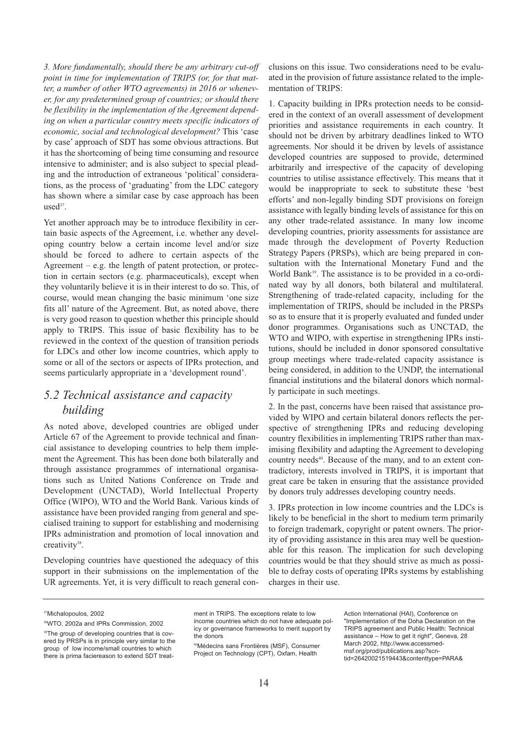*3. More fundamentally, should there be any arbitrary cut-off point in time for implementation of TRIPS (or, for that matter, a number of other WTO agreements) in 2016 or whenever, for any predetermined group of countries; or should there be flexibility in the implementation of the Agreement depending on when a particular country meets specific indicators of economic, social and technological development?* This 'case by case' approach of SDT has some obvious attractions. But it has the shortcoming of being time consuming and resource intensive to administer; and is also subject to special pleading and the introduction of extraneous 'political' considerations, as the process of 'graduating' from the LDC category has shown where a similar case by case approach has been used[37].

Yet another approach may be to introduce flexibility in certain basic aspects of the Agreement, i.e. whether any developing country below a certain income level and/or size should be forced to adhere to certain aspects of the Agreement – e.g. the length of patent protection, or protection in certain sectors (e.g. pharmaceuticals), except when they voluntarily believe it is in their interest to do so. This, of course, would mean changing the basic minimum 'one size fits all' nature of the Agreement. But, as noted above, there is very good reason to question whether this principle should apply to TRIPS. This issue of basic flexibility has to be reviewed in the context of the question of transition periods for LDCs and other low income countries, which apply to some or all of the sectors or aspects of IPRs protection, and seems particularly appropriate in a 'development round'.

## *5.2 Technical assistance and capacity building*

As noted above, developed countries are obliged under Article 67 of the Agreement to provide technical and financial assistance to developing countries to help them implement the Agreement. This has been done both bilaterally and through assistance programmes of international organisations such as United Nations Conference on Trade and Development (UNCTAD), World Intellectual Property Office (WIPO), WTO and the World Bank. Various kinds of assistance have been provided ranging from general and specialised training to support for establishing and modernising IPRs administration and promotion of local innovation and creativity[38].

Developing countries have questioned the adequacy of this support in their submissions on the implementation of the UR agreements. Yet, it is very difficult to reach general conclusions on this issue. Two considerations need to be evaluated in the provision of future assistance related to the implementation of TRIPS:

1. Capacity building in IPRs protection needs to be considered in the context of an overall assessment of development priorities and assistance requirements in each country. It should not be driven by arbitrary deadlines linked to WTO agreements. Nor should it be driven by levels of assistance developed countries are supposed to provide, determined arbitrarily and irrespective of the capacity of developing countries to utilise assistance effectively. This means that it would be inappropriate to seek to substitute these 'best efforts' and non-legally binding SDT provisions on foreign assistance with legally binding levels of assistance for this on any other trade-related assistance. In many low income developing countries, priority assessments for assistance are made through the development of Poverty Reduction Strategy Papers (PRSPs), which are being prepared in consultation with the International Monetary Fund and the World Bank[39]. The assistance is to be provided in a co-ordinated way by all donors, both bilateral and multilateral. Strengthening of trade-related capacity, including for the implementation of TRIPS, should be included in the PRSPs so as to ensure that it is properly evaluated and funded under donor programmes. Organisations such as UNCTAD, the WTO and WIPO, with expertise in strengthening IPRs institutions, should be included in donor sponsored consultative group meetings where trade-related capacity assistance is being considered, in addition to the UNDP, the international financial institutions and the bilateral donors which normally participate in such meetings.

2. In the past, concerns have been raised that assistance provided by WIPO and certain bilateral donors reflects the perspective of strengthening IPRs and reducing developing country flexibilities in implementing TRIPS rather than maximising flexibility and adapting the Agreement to developing country needs[40]. Because of the many, and to an extent contradictory, interests involved in TRIPS, it is important that great care be taken in ensuring that the assistance provided by donors truly addresses developing country needs.

3. IPRs protection in low income countries and the LDCs is likely to be beneficial in the short to medium term primarily to foreign trademark, copyright or patent owners. The priority of providing assistance in this area may well be questionable for this reason. The implication for such developing countries would be that they should strive as much as possible to defray costs of operating IPRs systems by establishing charges in their use.

---

[37] Michalopoulos, 2002

[38] WTO, 2002a and IPRs Commission, 2002

[39] The group of developing countries that is covered by PRSPs is in principle very similar to the group of low income/small countries to which there is prima faciereason to extend SDT treatment in TRIPS. The exceptions relate to low income countries which do not have adequate policy or governance frameworks to merit support by the donors

[40] Médecins sans Frontières (MSF), Consumer Project on Technology (CPT), Oxfam, Health Action International (HAI), Conference on "Implementation of the Doha Declaration on the TRIPS agreement and Public Health: Technical assistance – How to get it right", Geneva, 28 March 2002, http://www.accessmed-msf.org/prod/publications.asp?scntid=26420021519443&contenttype=PARA&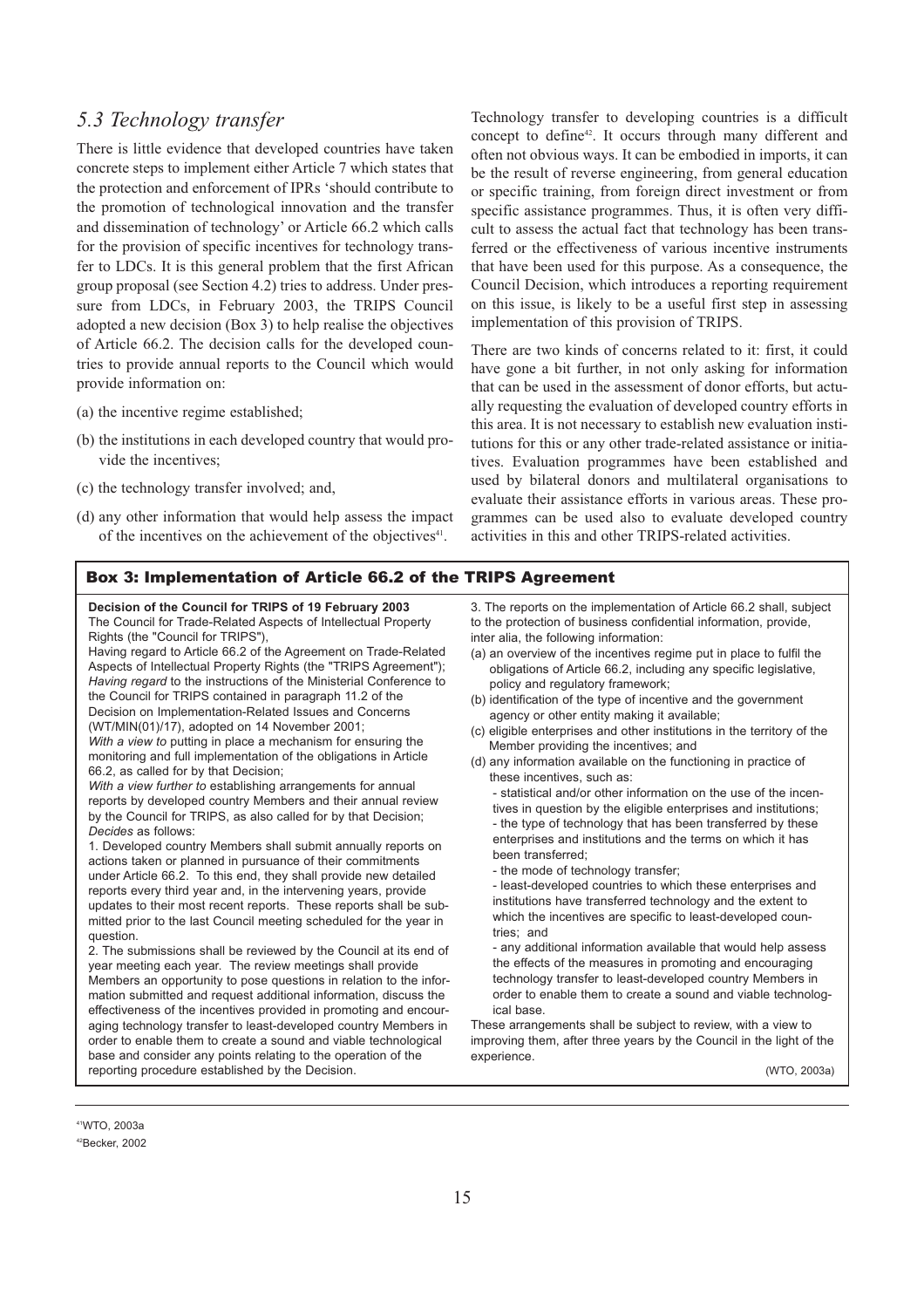## *5.3 Technology transfer*

There is little evidence that developed countries have taken concrete steps to implement either Article 7 which states that the protection and enforcement of IPRs 'should contribute to the promotion of technological innovation and the transfer and dissemination of technology' or Article 66.2 which calls for the provision of specific incentives for technology transfer to LDCs. It is this general problem that the first African group proposal (see Section 4.2) tries to address. Under pressure from LDCs, in February 2003, the TRIPS Council adopted a new decision (Box 3) to help realise the objectives of Article 66.2. The decision calls for the developed countries to provide annual reports to the Council which would provide information on:

(a) the incentive regime established;

(b) the institutions in each developed country that would provide the incentives;

(c) the technology transfer involved; and,

(d) any other information that would help assess the impact of the incentives on the achievement of the objectives[41].

Technology transfer to developing countries is a difficult concept to define[42]. It occurs through many different and often not obvious ways. It can be embodied in imports, it can be the result of reverse engineering, from general education or specific training, from foreign direct investment or from specific assistance programmes. Thus, it is often very difficult to assess the actual fact that technology has been transferred or the effectiveness of various incentive instruments that have been used for this purpose. As a consequence, the Council Decision, which introduces a reporting requirement on this issue, is likely to be a useful first step in assessing implementation of this provision of TRIPS.

There are two kinds of concerns related to it: first, it could have gone a bit further, in not only asking for information that can be used in the assessment of donor efforts, but actually requesting the evaluation of developed country efforts in this area. It is not necessary to establish new evaluation institutions for this or any other trade-related assistance or initiatives. Evaluation programmes have been established and used by bilateral donors and multilateral organisations to evaluate their assistance efforts in various areas. These programmes can be used also to evaluate developed country activities in this and other TRIPS-related activities.

### Box 3: Implementation of Article 66.2 of the TRIPS Agreement

**Decision of the Council for TRIPS of 19 February 2003**

The Council for Trade-Related Aspects of Intellectual Property Rights (the "Council for TRIPS"),

Having regard to Article 66.2 of the Agreement on Trade-Related Aspects of Intellectual Property Rights (the "TRIPS Agreement");

*Having regard* to the instructions of the Ministerial Conference to the Council for TRIPS contained in paragraph 11.2 of the Decision on Implementation-Related Issues and Concerns (WT/MIN(01)/17), adopted on 14 November 2001;

*With a view to* putting in place a mechanism for ensuring the monitoring and full implementation of the obligations in Article 66.2, as called for by that Decision;

*With a view further to* establishing arrangements for annual reports by developed country Members and their annual review by the Council for TRIPS, as also called for by that Decision;

*Decides* as follows:

1. Developed country Members shall submit annually reports on actions taken or planned in pursuance of their commitments under Article 66.2. To this end, they shall provide new detailed reports every third year and, in the intervening years, provide updates to their most recent reports. These reports shall be submitted prior to the last Council meeting scheduled for the year in question.

2. The submissions shall be reviewed by the Council at its end of year meeting each year. The review meetings shall provide Members an opportunity to pose questions in relation to the information submitted and request additional information, discuss the effectiveness of the incentives provided in promoting and encouraging technology transfer to least-developed country Members in order to enable them to create a sound and viable technological base and consider any points relating to the operation of the reporting procedure established by the Decision.

3. The reports on the implementation of Article 66.2 shall, subject to the protection of business confidential information, provide, inter alia, the following information:

(a) an overview of the incentives regime put in place to fulfil the obligations of Article 66.2, including any specific legislative, policy and regulatory framework;

(b) identification of the type of incentive and the government agency or other entity making it available;

(c) eligible enterprises and other institutions in the territory of the Member providing the incentives; and

(d) any information available on the functioning in practice of these incentives, such as:

- statistical and/or other information on the use of the incentives in question by the eligible enterprises and institutions;
- the type of technology that has been transferred by these enterprises and institutions and the terms on which it has been transferred;
- the mode of technology transfer;
- least-developed countries to which these enterprises and institutions have transferred technology and the extent to which the incentives are specific to least-developed countries; and
- any additional information available that would help assess the effects of the measures in promoting and encouraging technology transfer to least-developed country Members in order to enable them to create a sound and viable technological base.

These arrangements shall be subject to review, with a view to improving them, after three years by the Council in the light of the experience.

(WTO, 2003a)

---

[41] WTO, 2003a

[42] Becker, 2002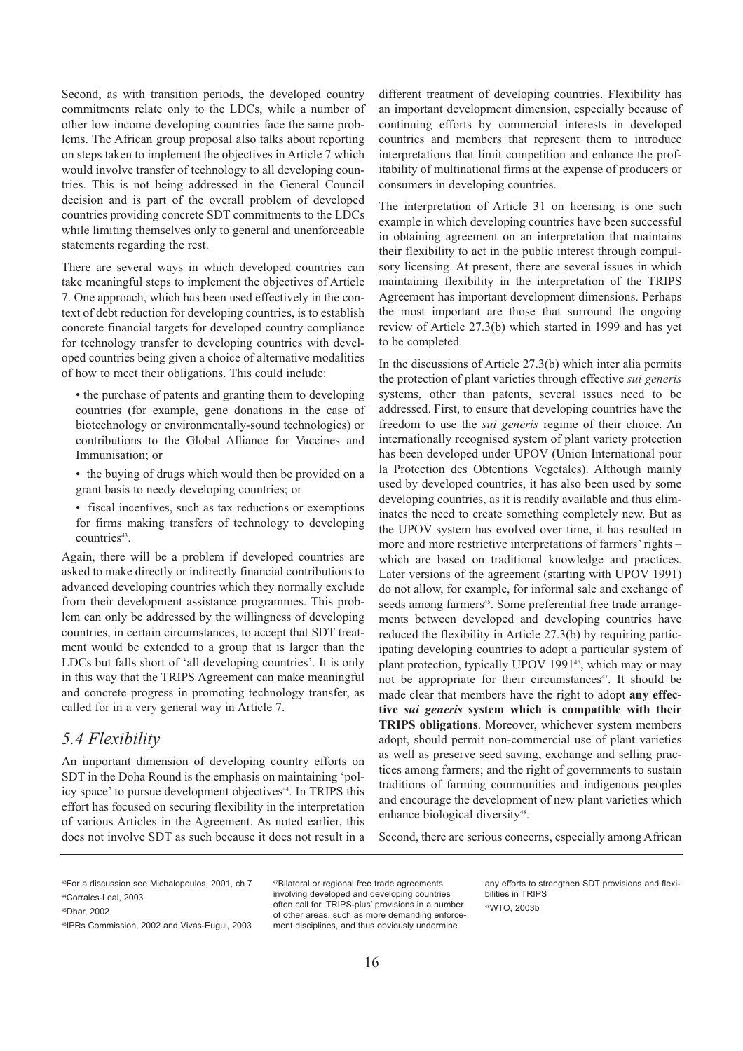Second, as with transition periods, the developed country commitments relate only to the LDCs, while a number of other low income developing countries face the same problems. The African group proposal also talks about reporting on steps taken to implement the objectives in Article 7 which would involve transfer of technology to all developing countries. This is not being addressed in the General Council decision and is part of the overall problem of developed countries providing concrete SDT commitments to the LDCs while limiting themselves only to general and unenforceable statements regarding the rest.

There are several ways in which developed countries can take meaningful steps to implement the objectives of Article 7. One approach, which has been used effectively in the context of debt reduction for developing countries, is to establish concrete financial targets for developed country compliance for technology transfer to developing countries with developed countries being given a choice of alternative modalities of how to meet their obligations. This could include:

- the purchase of patents and granting them to developing countries (for example, gene donations in the case of biotechnology or environmentally-sound technologies) or contributions to the Global Alliance for Vaccines and Immunisation; or
- the buying of drugs which would then be provided on a grant basis to needy developing countries; or
- fiscal incentives, such as tax reductions or exemptions for firms making transfers of technology to developing countries[43].

Again, there will be a problem if developed countries are asked to make directly or indirectly financial contributions to advanced developing countries which they normally exclude from their development assistance programmes. This problem can only be addressed by the willingness of developing countries, in certain circumstances, to accept that SDT treatment would be extended to a group that is larger than the LDCs but falls short of 'all developing countries'. It is only in this way that the TRIPS Agreement can make meaningful and concrete progress in promoting technology transfer, as called for in a very general way in Article 7.

## *5.4 Flexibility*

An important dimension of developing country efforts on SDT in the Doha Round is the emphasis on maintaining 'policy space' to pursue development objectives[44]. In TRIPS this effort has focused on securing flexibility in the interpretation of various Articles in the Agreement. As noted earlier, this does not involve SDT as such because it does not result in a different treatment of developing countries. Flexibility has an important development dimension, especially because of continuing efforts by commercial interests in developed countries and members that represent them to introduce interpretations that limit competition and enhance the profitability of multinational firms at the expense of producers or consumers in developing countries.

The interpretation of Article 31 on licensing is one such example in which developing countries have been successful in obtaining agreement on an interpretation that maintains their flexibility to act in the public interest through compulsory licensing. At present, there are several issues in which maintaining flexibility in the interpretation of the TRIPS Agreement has important development dimensions. Perhaps the most important are those that surround the ongoing review of Article 27.3(b) which started in 1999 and has yet to be completed.

In the discussions of Article 27.3(b) which inter alia permits the protection of plant varieties through effective *sui generis* systems, other than patents, several issues need to be addressed. First, to ensure that developing countries have the freedom to use the *sui generis* regime of their choice. An internationally recognised system of plant variety protection has been developed under UPOV (Union International pour la Protection des Obtentions Vegetales). Although mainly used by developed countries, it has also been used by some developing countries, as it is readily available and thus eliminates the need to create something completely new. But as the UPOV system has evolved over time, it has resulted in more and more restrictive interpretations of farmers' rights – which are based on traditional knowledge and practices. Later versions of the agreement (starting with UPOV 1991) do not allow, for example, for informal sale and exchange of seeds among farmers[45]. Some preferential free trade arrangements between developed and developing countries have reduced the flexibility in Article 27.3(b) by requiring participating developing countries to adopt a particular system of plant protection, typically UPOV 1991[46], which may or may not be appropriate for their circumstances[47]. It should be made clear that members have the right to adopt **any effective *sui generis* system which is compatible with their TRIPS obligations**. Moreover, whichever system members adopt, should permit non-commercial use of plant varieties as well as preserve seed saving, exchange and selling practices among farmers; and the right of governments to sustain traditions of farming communities and indigenous peoples and encourage the development of new plant varieties which enhance biological diversity[48].

Second, there are serious concerns, especially among African

---

[43]For a discussion see Michalopoulos, 2001, ch 7

[44]Corrales-Leal, 2003

[45]Dhar, 2002

[46]IPRs Commission, 2002 and Vivas-Eugui, 2003

[47]Bilateral or regional free trade agreements involving developed and developing countries often call for 'TRIPS-plus' provisions in a number of other areas, such as more demanding enforcement disciplines, and thus obviously undermine any efforts to strengthen SDT provisions and flexibilities in TRIPS

[48]WTO, 2003b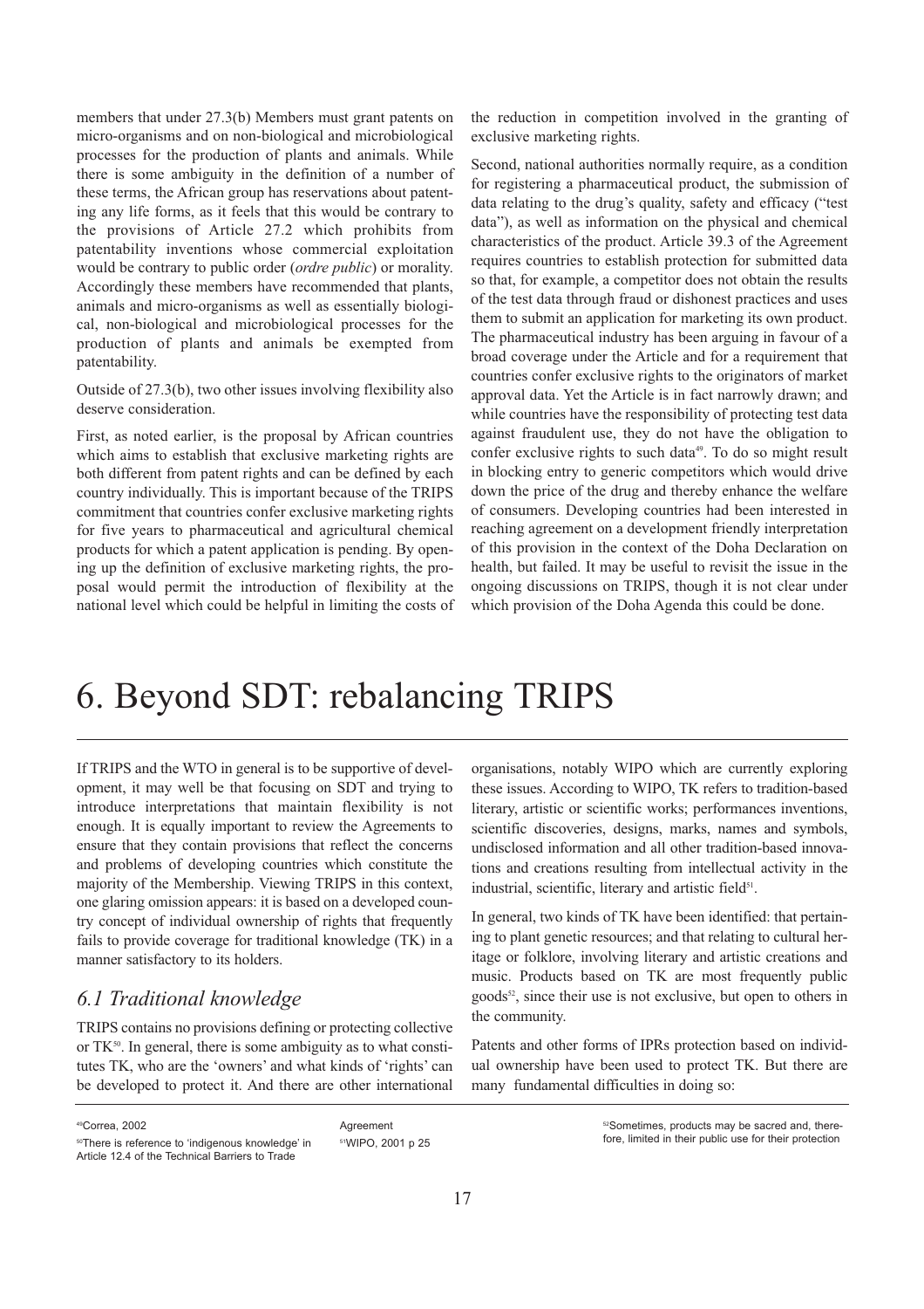members that under 27.3(b) Members must grant patents on micro-organisms and on non-biological and microbiological processes for the production of plants and animals. While there is some ambiguity in the definition of a number of these terms, the African group has reservations about patenting any life forms, as it feels that this would be contrary to the provisions of Article 27.2 which prohibits from patentability inventions whose commercial exploitation would be contrary to public order (*ordre public*) or morality. Accordingly these members have recommended that plants, animals and micro-organisms as well as essentially biological, non-biological and microbiological processes for the production of plants and animals be exempted from patentability.

Outside of 27.3(b), two other issues involving flexibility also deserve consideration.

First, as noted earlier, is the proposal by African countries which aims to establish that exclusive marketing rights are both different from patent rights and can be defined by each country individually. This is important because of the TRIPS commitment that countries confer exclusive marketing rights for five years to pharmaceutical and agricultural chemical products for which a patent application is pending. By opening up the definition of exclusive marketing rights, the proposal would permit the introduction of flexibility at the national level which could be helpful in limiting the costs of the reduction in competition involved in the granting of exclusive marketing rights.

Second, national authorities normally require, as a condition for registering a pharmaceutical product, the submission of data relating to the drug's quality, safety and efficacy ("test data"), as well as information on the physical and chemical characteristics of the product. Article 39.3 of the Agreement requires countries to establish protection for submitted data so that, for example, a competitor does not obtain the results of the test data through fraud or dishonest practices and uses them to submit an application for marketing its own product. The pharmaceutical industry has been arguing in favour of a broad coverage under the Article and for a requirement that countries confer exclusive rights to the originators of market approval data. Yet the Article is in fact narrowly drawn; and while countries have the responsibility of protecting test data against fraudulent use, they do not have the obligation to confer exclusive rights to such data[49]. To do so might result in blocking entry to generic competitors which would drive down the price of the drug and thereby enhance the welfare of consumers. Developing countries had been interested in reaching agreement on a development friendly interpretation of this provision in the context of the Doha Declaration on health, but failed. It may be useful to revisit the issue in the ongoing discussions on TRIPS, though it is not clear under which provision of the Doha Agenda this could be done.

# 6. Beyond SDT: rebalancing TRIPS

If TRIPS and the WTO in general is to be supportive of development, it may well be that focusing on SDT and trying to introduce interpretations that maintain flexibility is not enough. It is equally important to review the Agreements to ensure that they contain provisions that reflect the concerns and problems of developing countries which constitute the majority of the Membership. Viewing TRIPS in this context, one glaring omission appears: it is based on a developed country concept of individual ownership of rights that frequently fails to provide coverage for traditional knowledge (TK) in a manner satisfactory to its holders.

## 6.1 Traditional knowledge

TRIPS contains no provisions defining or protecting collective or TK[50]. In general, there is some ambiguity as to what constitutes TK, who are the 'owners' and what kinds of 'rights' can be developed to protect it. And there are other international organisations, notably WIPO which are currently exploring these issues. According to WIPO, TK refers to tradition-based literary, artistic or scientific works; performances inventions, scientific discoveries, designs, marks, names and symbols, undisclosed information and all other tradition-based innovations and creations resulting from intellectual activity in the industrial, scientific, literary and artistic field[51].

In general, two kinds of TK have been identified: that pertaining to plant genetic resources; and that relating to cultural heritage or folklore, involving literary and artistic creations and music. Products based on TK are most frequently public goods[52], since their use is not exclusive, but open to others in the community.

Patents and other forms of IPRs protection based on individual ownership have been used to protect TK. But there are many fundamental difficulties in doing so:

---

[49]Correa, 2002

[50]There is reference to 'indigenous knowledge' in Article 12.4 of the Technical Barriers to Trade Agreement

[51]WIPO, 2001 p 25

[52]Sometimes, products may be sacred and, therefore, limited in their public use for their protection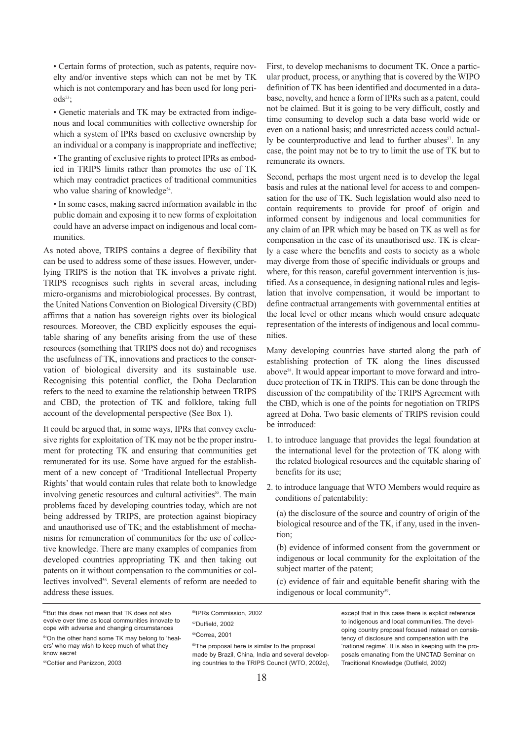- Certain forms of protection, such as patents, require novelty and/or inventive steps which can not be met by TK which is not contemporary and has been used for long periods[53];

- Genetic materials and TK may be extracted from indigenous and local communities with collective ownership for which a system of IPRs based on exclusive ownership by an individual or a company is inappropriate and ineffective;

- The granting of exclusive rights to protect IPRs as embodied in TRIPS limits rather than promotes the use of TK which may contradict practices of traditional communities who value sharing of knowledge[54].

- In some cases, making sacred information available in the public domain and exposing it to new forms of exploitation could have an adverse impact on indigenous and local communities.

As noted above, TRIPS contains a degree of flexibility that can be used to address some of these issues. However, underlying TRIPS is the notion that TK involves a private right. TRIPS recognises such rights in several areas, including micro-organisms and microbiological processes. By contrast, the United Nations Convention on Biological Diversity (CBD) affirms that a nation has sovereign rights over its biological resources. Moreover, the CBD explicitly espouses the equitable sharing of any benefits arising from the use of these resources (something that TRIPS does not do) and recognises the usefulness of TK, innovations and practices to the conservation of biological diversity and its sustainable use. Recognising this potential conflict, the Doha Declaration refers to the need to examine the relationship between TRIPS and CBD, the protection of TK and folklore, taking full account of the developmental perspective (See Box 1).

It could be argued that, in some ways, IPRs that convey exclusive rights for exploitation of TK may not be the proper instrument for protecting TK and ensuring that communities get remunerated for its use. Some have argued for the establishment of a new concept of 'Traditional Intellectual Property Rights' that would contain rules that relate both to knowledge involving genetic resources and cultural activities[55]. The main problems faced by developing countries today, which are not being addressed by TRIPS, are protection against biopiracy and unauthorised use of TK; and the establishment of mechanisms for remuneration of communities for the use of collective knowledge. There are many examples of companies from developed countries appropriating TK and then taking out patents on it without compensation to the communities or collectives involved[56]. Several elements of reform are needed to address these issues.

First, to develop mechanisms to document TK. Once a particular product, process, or anything that is covered by the WIPO definition of TK has been identified and documented in a database, novelty, and hence a form of IPRs such as a patent, could not be claimed. But it is going to be very difficult, costly and time consuming to develop such a data base world wide or even on a national basis; and unrestricted access could actually be counterproductive and lead to further abuses[57]. In any case, the point may not be to try to limit the use of TK but to remunerate its owners.

Second, perhaps the most urgent need is to develop the legal basis and rules at the national level for access to and compensation for the use of TK. Such legislation would also need to contain requirements to provide for proof of origin and informed consent by indigenous and local communities for any claim of an IPR which may be based on TK as well as for compensation in the case of its unauthorised use. TK is clearly a case where the benefits and costs to society as a whole may diverge from those of specific individuals or groups and where, for this reason, careful government intervention is justified. As a consequence, in designing national rules and legislation that involve compensation, it would be important to define contractual arrangements with governmental entities at the local level or other means which would ensure adequate representation of the interests of indigenous and local communities.

Many developing countries have started along the path of establishing protection of TK along the lines discussed above[58]. It would appear important to move forward and introduce protection of TK in TRIPS. This can be done through the discussion of the compatibility of the TRIPS Agreement with the CBD, which is one of the points for negotiation on TRIPS agreed at Doha. Two basic elements of TRIPS revision could be introduced:

1. to introduce language that provides the legal foundation at the international level for the protection of TK along with the related biological resources and the equitable sharing of benefits for its use;

2. to introduce language that WTO Members would require as conditions of patentability:

   (a) the disclosure of the source and country of origin of the biological resource and of the TK, if any, used in the invention;

   (b) evidence of informed consent from the government or indigenous or local community for the exploitation of the subject matter of the patent;

   (c) evidence of fair and equitable benefit sharing with the indigenous or local community[59].

---

[53] But this does not mean that TK does not also evolve over time as local communities innovate to cope with adverse and changing circumstances

[54] On the other hand some TK may belong to 'healers' who may wish to keep much of what they know secret

[55] Cottier and Panizzon, 2003

[56] IPRs Commission, 2002

[57] Dutfield, 2002

[58] Correa, 2001

[59] The proposal here is similar to the proposal made by Brazil, China, India and several developing countries to the TRIPS Council (WTO, 2002c), except that in this case there is explicit reference to indigenous and local communities. The developing country proposal focused instead on consistency of disclosure and compensation with the 'national regime'. It is also in keeping with the proposals emanating from the UNCTAD Seminar on Traditional Knowledge (Dutfield, 2002)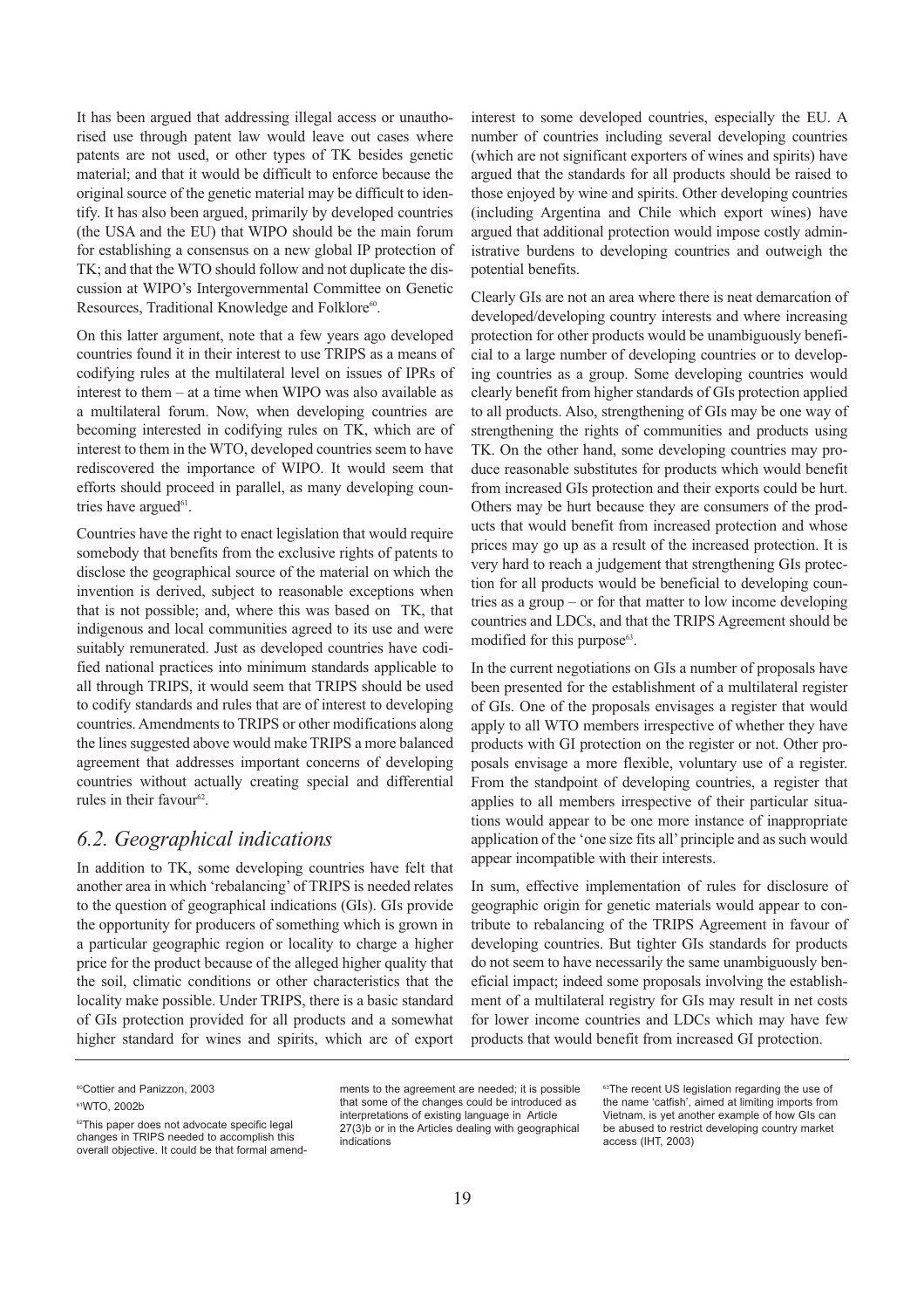It has been argued that addressing illegal access or unauthorised use through patent law would leave out cases where patents are not used, or other types of TK besides genetic material; and that it would be difficult to enforce because the original source of the genetic material may be difficult to identify. It has also been argued, primarily by developed countries (the USA and the EU) that WIPO should be the main forum for establishing a consensus on a new global IP protection of TK; and that the WTO should follow and not duplicate the discussion at WIPO's Intergovernmental Committee on Genetic Resources, Traditional Knowledge and Folklore[60].

On this latter argument, note that a few years ago developed countries found it in their interest to use TRIPS as a means of codifying rules at the multilateral level on issues of IPRs of interest to them – at a time when WIPO was also available as a multilateral forum. Now, when developing countries are becoming interested in codifying rules on TK, which are of interest to them in the WTO, developed countries seem to have rediscovered the importance of WIPO. It would seem that efforts should proceed in parallel, as many developing countries have argued[61].

Countries have the right to enact legislation that would require somebody that benefits from the exclusive rights of patents to disclose the geographical source of the material on which the invention is derived, subject to reasonable exceptions when that is not possible; and, where this was based on TK, that indigenous and local communities agreed to its use and were suitably remunerated. Just as developed countries have codified national practices into minimum standards applicable to all through TRIPS, it would seem that TRIPS should be used to codify standards and rules that are of interest to developing countries. Amendments to TRIPS or other modifications along the lines suggested above would make TRIPS a more balanced agreement that addresses important concerns of developing countries without actually creating special and differential rules in their favour[62].

## 6.2. Geographical indications

In addition to TK, some developing countries have felt that another area in which 'rebalancing' of TRIPS is needed relates to the question of geographical indications (GIs). GIs provide the opportunity for producers of something which is grown in a particular geographic region or locality to charge a higher price for the product because of the alleged higher quality that the soil, climatic conditions or other characteristics that the locality make possible. Under TRIPS, there is a basic standard of GIs protection provided for all products and a somewhat higher standard for wines and spirits, which are of export interest to some developed countries, especially the EU. A number of countries including several developing countries (which are not significant exporters of wines and spirits) have argued that the standards for all products should be raised to those enjoyed by wine and spirits. Other developing countries (including Argentina and Chile which export wines) have argued that additional protection would impose costly administrative burdens to developing countries and outweigh the potential benefits.

Clearly GIs are not an area where there is neat demarcation of developed/developing country interests and where increasing protection for other products would be unambiguously beneficial to a large number of developing countries or to developing countries as a group. Some developing countries would clearly benefit from higher standards of GIs protection applied to all products. Also, strengthening of GIs may be one way of strengthening the rights of communities and products using TK. On the other hand, some developing countries may produce reasonable substitutes for products which would benefit from increased GIs protection and their exports could be hurt. Others may be hurt because they are consumers of the products that would benefit from increased protection and whose prices may go up as a result of the increased protection. It is very hard to reach a judgement that strengthening GIs protection for all products would be beneficial to developing countries as a group – or for that matter to low income developing countries and LDCs, and that the TRIPS Agreement should be modified for this purpose[63].

In the current negotiations on GIs a number of proposals have been presented for the establishment of a multilateral register of GIs. One of the proposals envisages a register that would apply to all WTO members irrespective of whether they have products with GI protection on the register or not. Other proposals envisage a more flexible, voluntary use of a register. From the standpoint of developing countries, a register that applies to all members irrespective of their particular situations would appear to be one more instance of inappropriate application of the 'one size fits all' principle and as such would appear incompatible with their interests.

In sum, effective implementation of rules for disclosure of geographic origin for genetic materials would appear to contribute to rebalancing of the TRIPS Agreement in favour of developing countries. But tighter GIs standards for products do not seem to have necessarily the same unambiguously beneficial impact; indeed some proposals involving the establishment of a multilateral registry for GIs may result in net costs for lower income countries and LDCs which may have few products that would benefit from increased GI protection.

---

[60] Cottier and Panizzon, 2003

[61] WTO, 2002b

[62] This paper does not advocate specific legal changes in TRIPS needed to accomplish this overall objective. It could be that formal amendments to the agreement are needed; it is possible that some of the changes could be introduced as interpretations of existing language in Article 27(3)b or in the Articles dealing with geographical indications

[63] The recent US legislation regarding the use of the name 'catfish', aimed at limiting imports from Vietnam, is yet another example of how GIs can be abused to restrict developing country market access (IHT, 2003)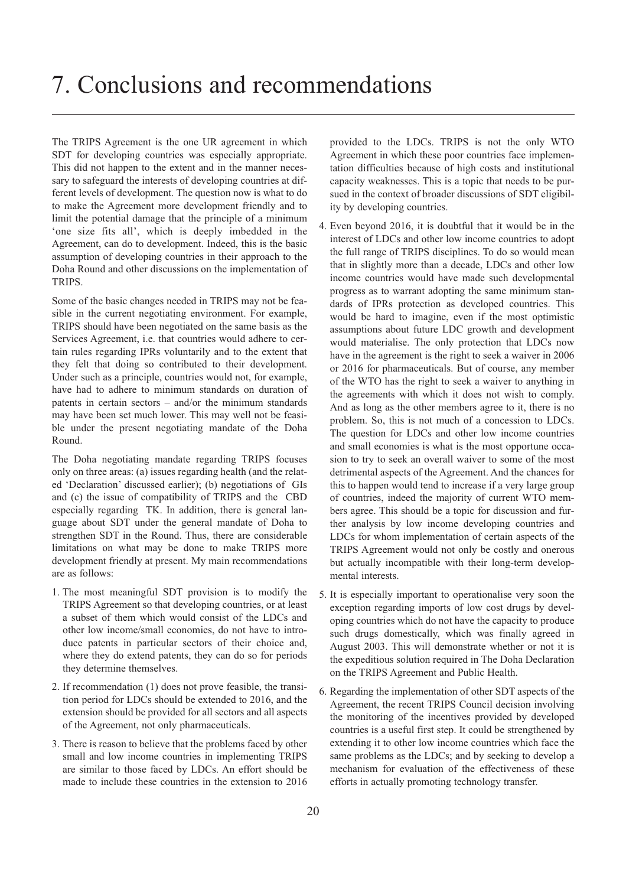# 7. Conclusions and recommendations

The TRIPS Agreement is the one UR agreement in which SDT for developing countries was especially appropriate. This did not happen to the extent and in the manner necessary to safeguard the interests of developing countries at different levels of development. The question now is what to do to make the Agreement more development friendly and to limit the potential damage that the principle of a minimum 'one size fits all', which is deeply imbedded in the Agreement, can do to development. Indeed, this is the basic assumption of developing countries in their approach to the Doha Round and other discussions on the implementation of TRIPS.

Some of the basic changes needed in TRIPS may not be feasible in the current negotiating environment. For example, TRIPS should have been negotiated on the same basis as the Services Agreement, i.e. that countries would adhere to certain rules regarding IPRs voluntarily and to the extent that they felt that doing so contributed to their development. Under such as a principle, countries would not, for example, have had to adhere to minimum standards on duration of patents in certain sectors – and/or the minimum standards may have been set much lower. This may well not be feasible under the present negotiating mandate of the Doha Round.

The Doha negotiating mandate regarding TRIPS focuses only on three areas: (a) issues regarding health (and the related 'Declaration' discussed earlier); (b) negotiations of GIs and (c) the issue of compatibility of TRIPS and the CBD especially regarding TK. In addition, there is general language about SDT under the general mandate of Doha to strengthen SDT in the Round. Thus, there are considerable limitations on what may be done to make TRIPS more development friendly at present. My main recommendations are as follows:

1. The most meaningful SDT provision is to modify the TRIPS Agreement so that developing countries, or at least a subset of them which would consist of the LDCs and other low income/small economies, do not have to introduce patents in particular sectors of their choice and, where they do extend patents, they can do so for periods they determine themselves.
2. If recommendation (1) does not prove feasible, the transition period for LDCs should be extended to 2016, and the extension should be provided for all sectors and all aspects of the Agreement, not only pharmaceuticals.
3. There is reason to believe that the problems faced by other small and low income countries in implementing TRIPS are similar to those faced by LDCs. An effort should be made to include these countries in the extension to 2016 provided to the LDCs. TRIPS is not the only WTO Agreement in which these poor countries face implementation difficulties because of high costs and institutional capacity weaknesses. This is a topic that needs to be pursued in the context of broader discussions of SDT eligibility by developing countries.
4. Even beyond 2016, it is doubtful that it would be in the interest of LDCs and other low income countries to adopt the full range of TRIPS disciplines. To do so would mean that in slightly more than a decade, LDCs and other low income countries would have made such developmental progress as to warrant adopting the same minimum standards of IPRs protection as developed countries. This would be hard to imagine, even if the most optimistic assumptions about future LDC growth and development would materialise. The only protection that LDCs now have in the agreement is the right to seek a waiver in 2006 or 2016 for pharmaceuticals. But of course, any member of the WTO has the right to seek a waiver to anything in the agreements with which it does not wish to comply. And as long as the other members agree to it, there is no problem. So, this is not much of a concession to LDCs. The question for LDCs and other low income countries and small economies is what is the most opportune occasion to try to seek an overall waiver to some of the most detrimental aspects of the Agreement. And the chances for this to happen would tend to increase if a very large group of countries, indeed the majority of current WTO members agree. This should be a topic for discussion and further analysis by low income developing countries and LDCs for whom implementation of certain aspects of the TRIPS Agreement would not only be costly and onerous but actually incompatible with their long-term developmental interests.
5. It is especially important to operationalise very soon the exception regarding imports of low cost drugs by developing countries which do not have the capacity to produce such drugs domestically, which was finally agreed in August 2003. This will demonstrate whether or not it is the expeditious solution required in The Doha Declaration on the TRIPS Agreement and Public Health.
6. Regarding the implementation of other SDT aspects of the Agreement, the recent TRIPS Council decision involving the monitoring of the incentives provided by developed countries is a useful first step. It could be strengthened by extending it to other low income countries which face the same problems as the LDCs; and by seeking to develop a mechanism for evaluation of the effectiveness of these efforts in actually promoting technology transfer.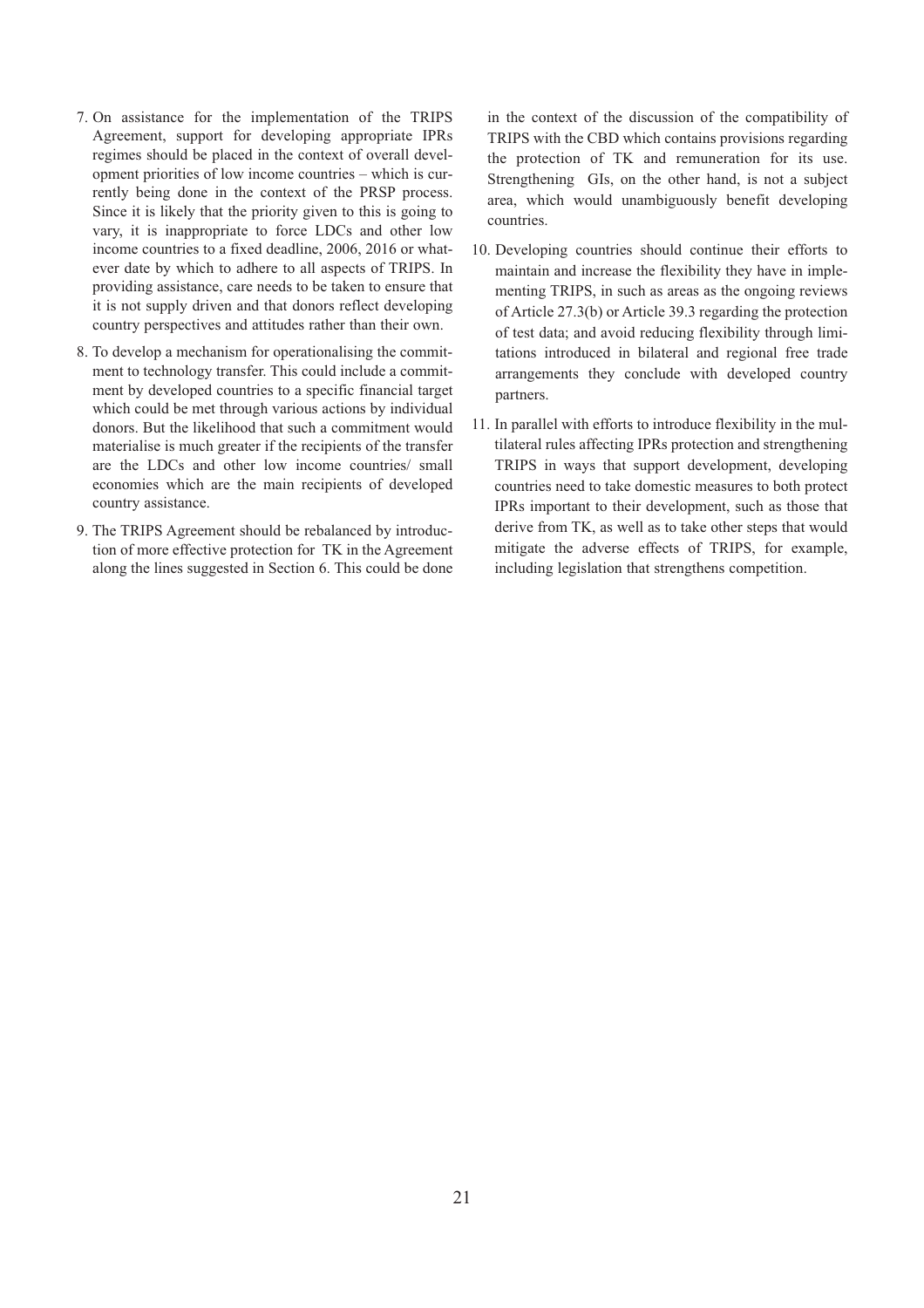7. On assistance for the implementation of the TRIPS Agreement, support for developing appropriate IPRs regimes should be placed in the context of overall development priorities of low income countries – which is currently being done in the context of the PRSP process. Since it is likely that the priority given to this is going to vary, it is inappropriate to force LDCs and other low income countries to a fixed deadline, 2006, 2016 or whatever date by which to adhere to all aspects of TRIPS. In providing assistance, care needs to be taken to ensure that it is not supply driven and that donors reflect developing country perspectives and attitudes rather than their own.

8. To develop a mechanism for operationalising the commitment to technology transfer. This could include a commitment by developed countries to a specific financial target which could be met through various actions by individual donors. But the likelihood that such a commitment would materialise is much greater if the recipients of the transfer are the LDCs and other low income countries/ small economies which are the main recipients of developed country assistance.

9. The TRIPS Agreement should be rebalanced by introduction of more effective protection for TK in the Agreement along the lines suggested in Section 6. This could be done in the context of the discussion of the compatibility of TRIPS with the CBD which contains provisions regarding the protection of TK and remuneration for its use. Strengthening GIs, on the other hand, is not a subject area, which would unambiguously benefit developing countries.

10. Developing countries should continue their efforts to maintain and increase the flexibility they have in implementing TRIPS, in such as areas as the ongoing reviews of Article 27.3(b) or Article 39.3 regarding the protection of test data; and avoid reducing flexibility through limitations introduced in bilateral and regional free trade arrangements they conclude with developed country partners.

11. In parallel with efforts to introduce flexibility in the multilateral rules affecting IPRs protection and strengthening TRIPS in ways that support development, developing countries need to take domestic measures to both protect IPRs important to their development, such as those that derive from TK, as well as to take other steps that would mitigate the adverse effects of TRIPS, for example, including legislation that strengthens competition.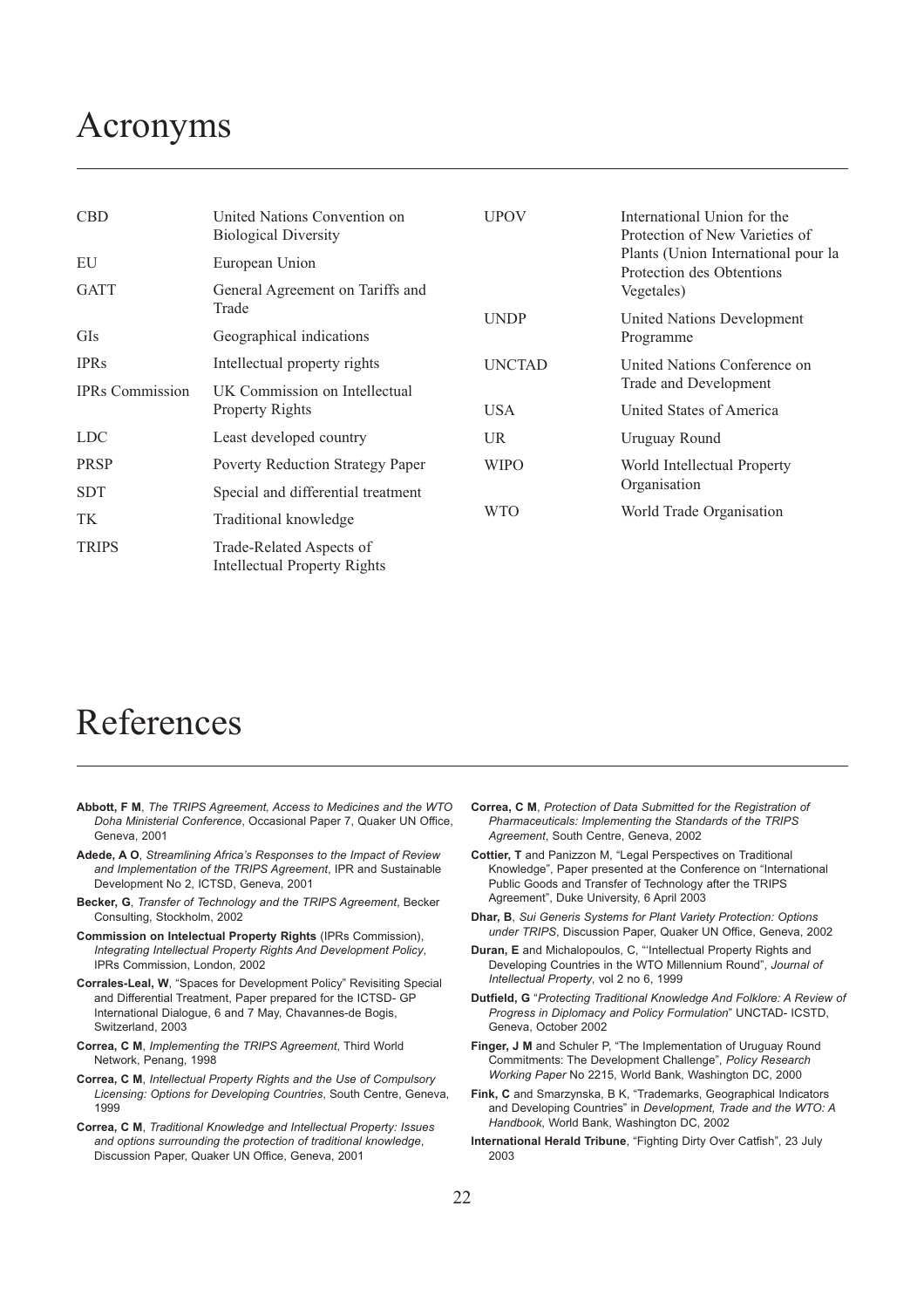# Acronyms

| | |
|---|---|
| CBD | United Nations Convention on Biological Diversity |
| EU | European Union |
| GATT | General Agreement on Tariffs and Trade |
| GIs | Geographical indications |
| IPRs | Intellectual property rights |
| IPRs Commission | UK Commission on Intellectual Property Rights |
| LDC | Least developed country |
| PRSP | Poverty Reduction Strategy Paper |
| SDT | Special and differential treatment |
| TK | Traditional knowledge |
| TRIPS | Trade-Related Aspects of Intellectual Property Rights |
| UPOV | International Union for the Protection of New Varieties of Plants (Union International pour la Protection des Obtentions Vegetales) |
| UNDP | United Nations Development Programme |
| UNCTAD | United Nations Conference on Trade and Development |
| USA | United States of America |
| UR | Uruguay Round |
| WIPO | World Intellectual Property Organisation |
| WTO | World Trade Organisation |

# References

**Abbott, F M**, *The TRIPS Agreement, Access to Medicines and the WTO Doha Ministerial Conference*, Occasional Paper 7, Quaker UN Office, Geneva, 2001

**Adede, A O**, *Streamlining Africa's Responses to the Impact of Review and Implementation of the TRIPS Agreement*, IPR and Sustainable Development No 2, ICTSD, Geneva, 2001

**Becker, G**, *Transfer of Technology and the TRIPS Agreement*, Becker Consulting, Stockholm, 2002

**Commission on Intelectual Property Rights** (IPRs Commission), *Integrating Intellectual Property Rights And Development Policy*, IPRs Commission, London, 2002

**Corrales-Leal, W**, "Spaces for Development Policy" Revisiting Special and Differential Treatment, Paper prepared for the ICTSD- GP International Dialogue, 6 and 7 May, Chavannes-de Bogis, Switzerland, 2003

**Correa, C M**, *Implementing the TRIPS Agreement*, Third World Network, Penang, 1998

**Correa, C M**, *Intellectual Property Rights and the Use of Compulsory Licensing: Options for Developing Countries*, South Centre, Geneva, 1999

**Correa, C M**, *Traditional Knowledge and Intellectual Property: Issues and options surrounding the protection of traditional knowledge*, Discussion Paper, Quaker UN Office, Geneva, 2001

**Correa, C M**, *Protection of Data Submitted for the Registration of Pharmaceuticals: Implementing the Standards of the TRIPS Agreement*, South Centre, Geneva, 2002

**Cottier, T** and Panizzon M, "Legal Perspectives on Traditional Knowledge", Paper presented at the Conference on "International Public Goods and Transfer of Technology after the TRIPS Agreement", Duke University, 6 April 2003

**Dhar, B**, *Sui Generis Systems for Plant Variety Protection: Options under TRIPS*, Discussion Paper, Quaker UN Office, Geneva, 2002

**Duran, E** and Michalopoulos, C, "'Intellectual Property Rights and Developing Countries in the WTO Millennium Round", *Journal of Intellectual Property*, vol 2 no 6, 1999

**Dutfield, G** "*Protecting Traditional Knowledge And Folklore: A Review of Progress in Diplomacy and Policy Formulation*" UNCTAD- ICSTD, Geneva, October 2002

**Finger, J M** and Schuler P, "The Implementation of Uruguay Round Commitments: The Development Challenge", *Policy Research Working Paper* No 2215, World Bank, Washington DC, 2000

**Fink, C** and Smarzynska, B K, "Trademarks, Geographical Indicators and Developing Countries" in *Development, Trade and the WTO: A Handbook*, World Bank, Washington DC, 2002

**International Herald Tribune**, "Fighting Dirty Over Catfish", 23 July 2003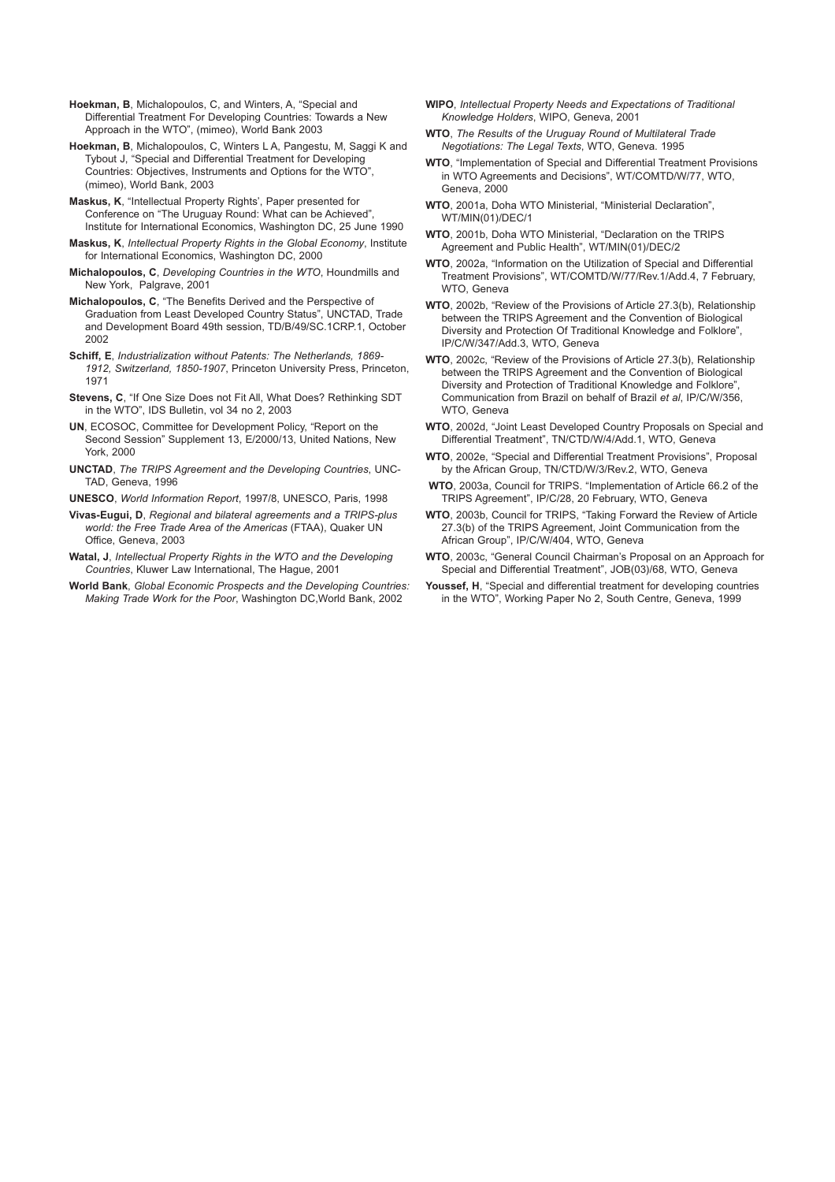**Hoekman, B**, Michalopoulos, C, and Winters, A, "Special and Differential Treatment For Developing Countries: Towards a New Approach in the WTO", (mimeo), World Bank 2003

**Hoekman, B**, Michalopoulos, C, Winters L A, Pangestu, M, Saggi K and Tybout J, "Special and Differential Treatment for Developing Countries: Objectives, Instruments and Options for the WTO", (mimeo), World Bank, 2003

**Maskus, K**, "Intellectual Property Rights', Paper presented for Conference on "The Uruguay Round: What can be Achieved", Institute for International Economics, Washington DC, 25 June 1990

**Maskus, K**, *Intellectual Property Rights in the Global Economy*, Institute for International Economics, Washington DC, 2000

**Michalopoulos, C**, *Developing Countries in the WTO*, Houndmills and New York, Palgrave, 2001

**Michalopoulos, C**, "The Benefits Derived and the Perspective of Graduation from Least Developed Country Status", UNCTAD, Trade and Development Board 49th session, TD/B/49/SC.1CRP.1, October 2002

**Schiff, E**, *Industrialization without Patents: The Netherlands, 1869-1912, Switzerland, 1850-1907*, Princeton University Press, Princeton, 1971

**Stevens, C**, "If One Size Does not Fit All, What Does? Rethinking SDT in the WTO", IDS Bulletin, vol 34 no 2, 2003

**UN**, ECOSOC, Committee for Development Policy, "Report on the Second Session" Supplement 13, E/2000/13, United Nations, New York, 2000

**UNCTAD**, *The TRIPS Agreement and the Developing Countries*, UNCTAD, Geneva, 1996

**UNESCO**, *World Information Report*, 1997/8, UNESCO, Paris, 1998

**Vivas-Eugui, D**, *Regional and bilateral agreements and a TRIPS-plus world: the Free Trade Area of the Americas* (FTAA), Quaker UN Office, Geneva, 2003

**Watal, J**, *Intellectual Property Rights in the WTO and the Developing Countries*, Kluwer Law International, The Hague, 2001

**World Bank**, *Global Economic Prospects and the Developing Countries: Making Trade Work for the Poor*, Washington DC,World Bank, 2002

**WIPO**, *Intellectual Property Needs and Expectations of Traditional Knowledge Holders*, WIPO, Geneva, 2001

**WTO**, *The Results of the Uruguay Round of Multilateral Trade Negotiations: The Legal Texts*, WTO, Geneva. 1995

**WTO**, "Implementation of Special and Differential Treatment Provisions in WTO Agreements and Decisions", WT/COMTD/W/77, WTO, Geneva, 2000

**WTO**, 2001a, Doha WTO Ministerial, "Ministerial Declaration", WT/MIN(01)/DEC/1

**WTO**, 2001b, Doha WTO Ministerial, "Declaration on the TRIPS Agreement and Public Health", WT/MIN(01)/DEC/2

**WTO**, 2002a, "Information on the Utilization of Special and Differential Treatment Provisions", WT/COMTD/W/77/Rev.1/Add.4, 7 February, WTO, Geneva

**WTO**, 2002b, "Review of the Provisions of Article 27.3(b), Relationship between the TRIPS Agreement and the Convention of Biological Diversity and Protection Of Traditional Knowledge and Folklore", IP/C/W/347/Add.3, WTO, Geneva

**WTO**, 2002c, "Review of the Provisions of Article 27.3(b), Relationship between the TRIPS Agreement and the Convention of Biological Diversity and Protection of Traditional Knowledge and Folklore", Communication from Brazil on behalf of Brazil *et al*, IP/C/W/356, WTO, Geneva

**WTO**, 2002d, "Joint Least Developed Country Proposals on Special and Differential Treatment", TN/CTD/W/4/Add.1, WTO, Geneva

**WTO**, 2002e, "Special and Differential Treatment Provisions", Proposal by the African Group, TN/CTD/W/3/Rev.2, WTO, Geneva

**WTO**, 2003a, Council for TRIPS. "Implementation of Article 66.2 of the TRIPS Agreement", IP/C/28, 20 February, WTO, Geneva

**WTO**, 2003b, Council for TRIPS, "Taking Forward the Review of Article 27.3(b) of the TRIPS Agreement, Joint Communication from the African Group", IP/C/W/404, WTO, Geneva

**WTO**, 2003c, "General Council Chairman's Proposal on an Approach for Special and Differential Treatment", JOB(03)/68, WTO, Geneva

**Youssef, H**, "Special and differential treatment for developing countries in the WTO", Working Paper No 2, South Centre, Geneva, 1999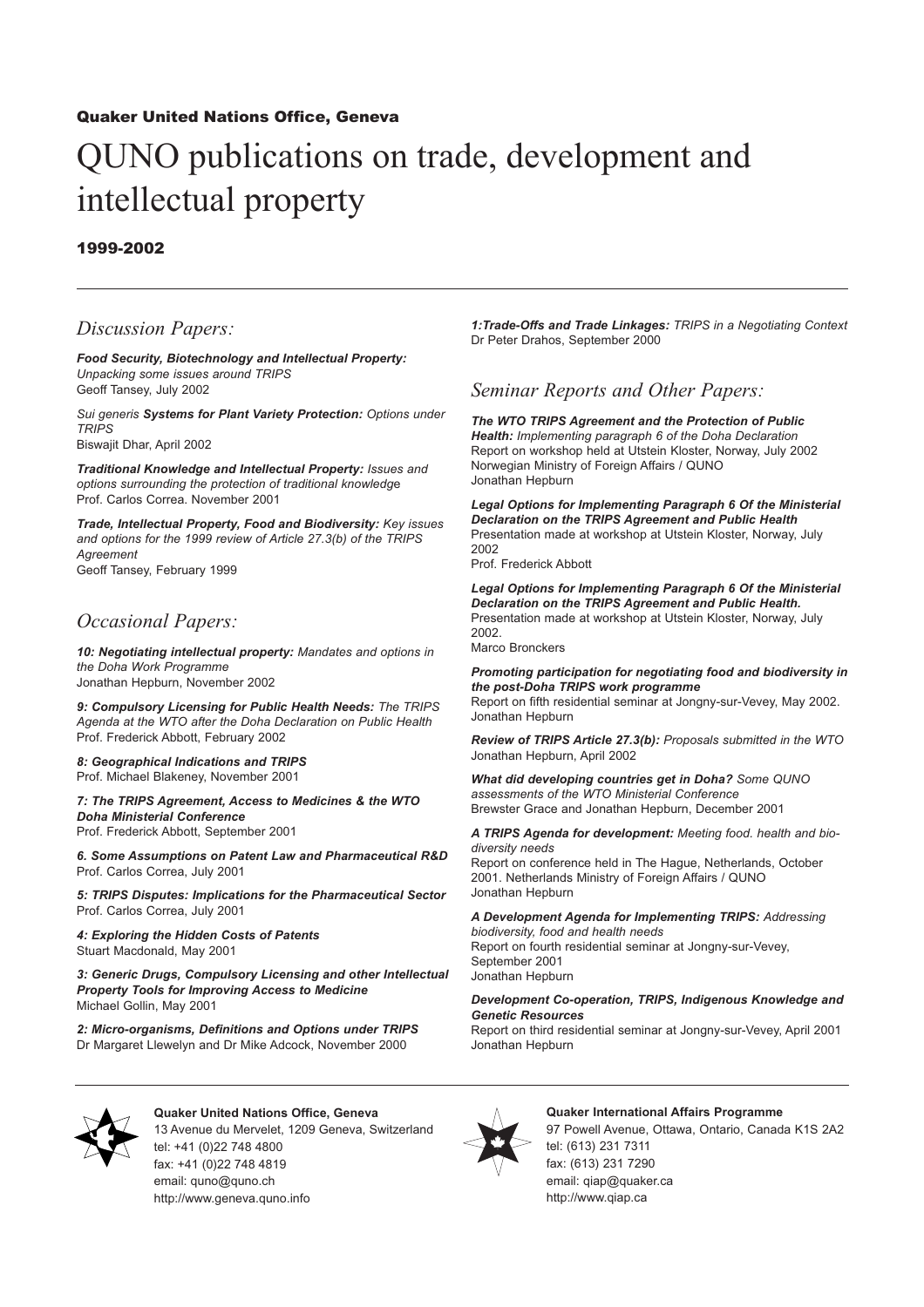**Quaker United Nations Office, Geneva**

# QUNO publications on trade, development and intellectual property

**1999-2002**

## *Discussion Papers:*

***Food Security, Biotechnology and Intellectual Property:*** *Unpacking some issues around TRIPS*
Geoff Tansey, July 2002

*Sui generis* ***Systems for Plant Variety Protection:*** *Options under TRIPS*
Biswajit Dhar, April 2002

***Traditional Knowledge and Intellectual Property:*** *Issues and options surrounding the protection of traditional knowledge*
Prof. Carlos Correa. November 2001

***Trade, Intellectual Property, Food and Biodiversity:*** *Key issues and options for the 1999 review of Article 27.3(b) of the TRIPS Agreement*
Geoff Tansey, February 1999

## *Occasional Papers:*

***10: Negotiating intellectual property:*** *Mandates and options in the Doha Work Programme*
Jonathan Hepburn, November 2002

***9: Compulsory Licensing for Public Health Needs:*** *The TRIPS Agenda at the WTO after the Doha Declaration on Public Health*
Prof. Frederick Abbott, February 2002

***8: Geographical Indications and TRIPS***
Prof. Michael Blakeney, November 2001

***7: The TRIPS Agreement, Access to Medicines & the WTO Doha Ministerial Conference***
Prof. Frederick Abbott, September 2001

***6. Some Assumptions on Patent Law and Pharmaceutical R&D***
Prof. Carlos Correa, July 2001

***5: TRIPS Disputes: Implications for the Pharmaceutical Sector***
Prof. Carlos Correa, July 2001

***4: Exploring the Hidden Costs of Patents***
Stuart Macdonald, May 2001

***3: Generic Drugs, Compulsory Licensing and other Intellectual Property Tools for Improving Access to Medicine***
Michael Gollin, May 2001

***2: Micro-organisms, Definitions and Options under TRIPS***
Dr Margaret Llewelyn and Dr Mike Adcock, November 2000

***1:Trade-Offs and Trade Linkages:*** *TRIPS in a Negotiating Context*
Dr Peter Drahos, September 2000

## *Seminar Reports and Other Papers:*

***The WTO TRIPS Agreement and the Protection of Public Health:*** *Implementing paragraph 6 of the Doha Declaration*
Report on workshop held at Utstein Kloster, Norway, July 2002
Norwegian Ministry of Foreign Affairs / QUNO
Jonathan Hepburn

***Legal Options for Implementing Paragraph 6 Of the Ministerial Declaration on the TRIPS Agreement and Public Health***
Presentation made at workshop at Utstein Kloster, Norway, July 2002
Prof. Frederick Abbott

***Legal Options for Implementing Paragraph 6 Of the Ministerial Declaration on the TRIPS Agreement and Public Health.***
Presentation made at workshop at Utstein Kloster, Norway, July 2002.
Marco Bronckers

***Promoting participation for negotiating food and biodiversity in the post-Doha TRIPS work programme***
Report on fifth residential seminar at Jongny-sur-Vevey, May 2002.
Jonathan Hepburn

***Review of TRIPS Article 27.3(b):*** *Proposals submitted in the WTO*
Jonathan Hepburn, April 2002

***What did developing countries get in Doha?*** *Some QUNO assessments of the WTO Ministerial Conference*
Brewster Grace and Jonathan Hepburn, December 2001

***A TRIPS Agenda for development:*** *Meeting food. health and biodiversity needs*
Report on conference held in The Hague, Netherlands, October 2001. Netherlands Ministry of Foreign Affairs / QUNO
Jonathan Hepburn

***A Development Agenda for Implementing TRIPS:*** *Addressing biodiversity, food and health needs*
Report on fourth residential seminar at Jongny-sur-Vevey, September 2001
Jonathan Hepburn

***Development Co-operation, TRIPS, Indigenous Knowledge and Genetic Resources***
Report on third residential seminar at Jongny-sur-Vevey, April 2001
Jonathan Hepburn

---

**Quaker United Nations Office, Geneva**
13 Avenue du Mervelet, 1209 Geneva, Switzerland
tel: +41 (0)22 748 4800
fax: +41 (0)22 748 4819
email: quno@quno.ch
http://www.geneva.quno.info

**Quaker International Affairs Programme**
97 Powell Avenue, Ottawa, Ontario, Canada K1S 2A2
tel: (613) 231 7311
fax: (613) 231 7290
email: qiap@quaker.ca
http://www.qiap.ca